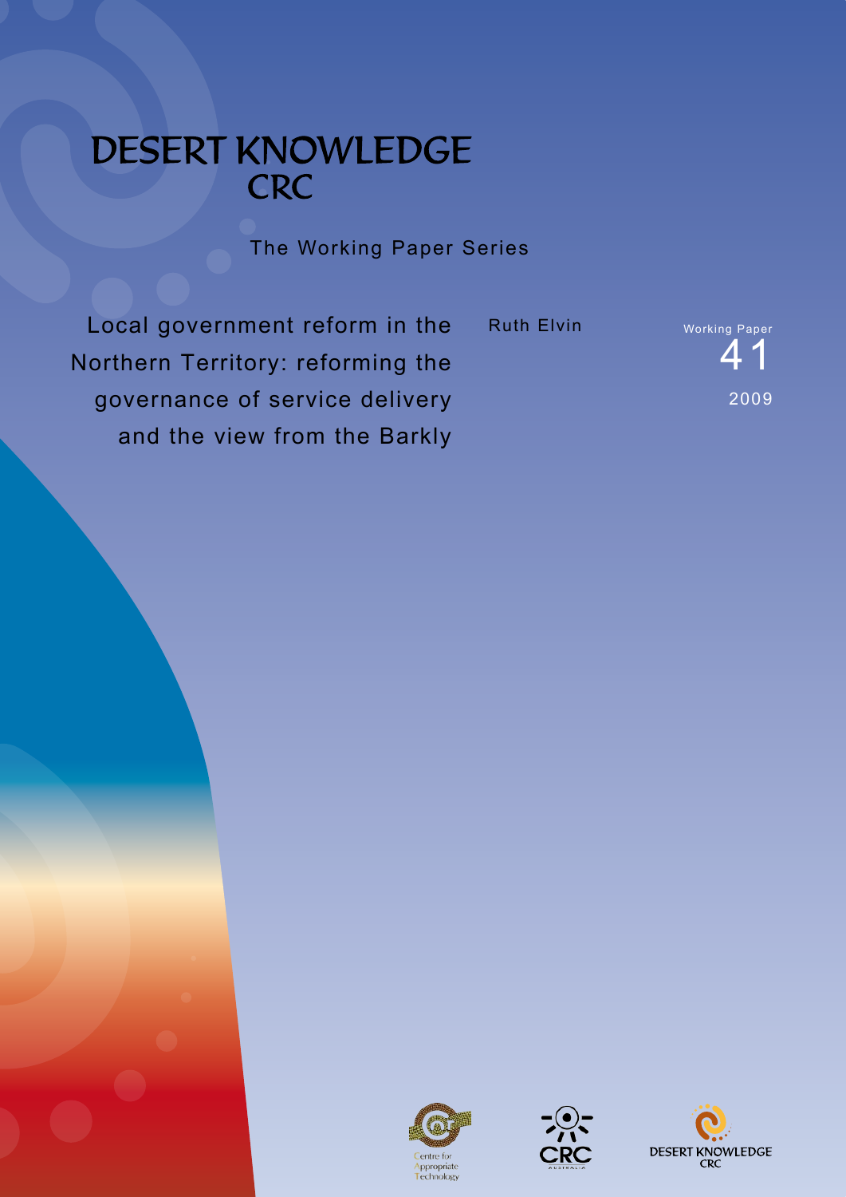# DESERT KNOWLEDGE CRC

The Working Paper Series

## Local government reform in the Northern Territory: reforming the governance of service delivery and the view from the Barkly

Ruth Elvin

Working Paper 41

2009

Centre for Appropriate Technology

CRC AUSTRALIA

DESERT KNOWLEDGE CRC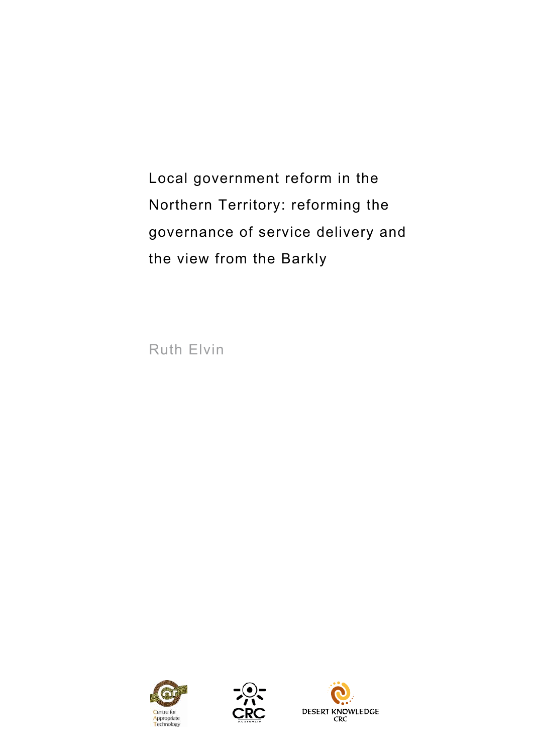# Local government reform in the Northern Territory: reforming the governance of service delivery and the view from the Barkly

Ruth Elvin

Centre for Appropriate Technology

CRC Australia

DESERT KNOWLEDGE CRC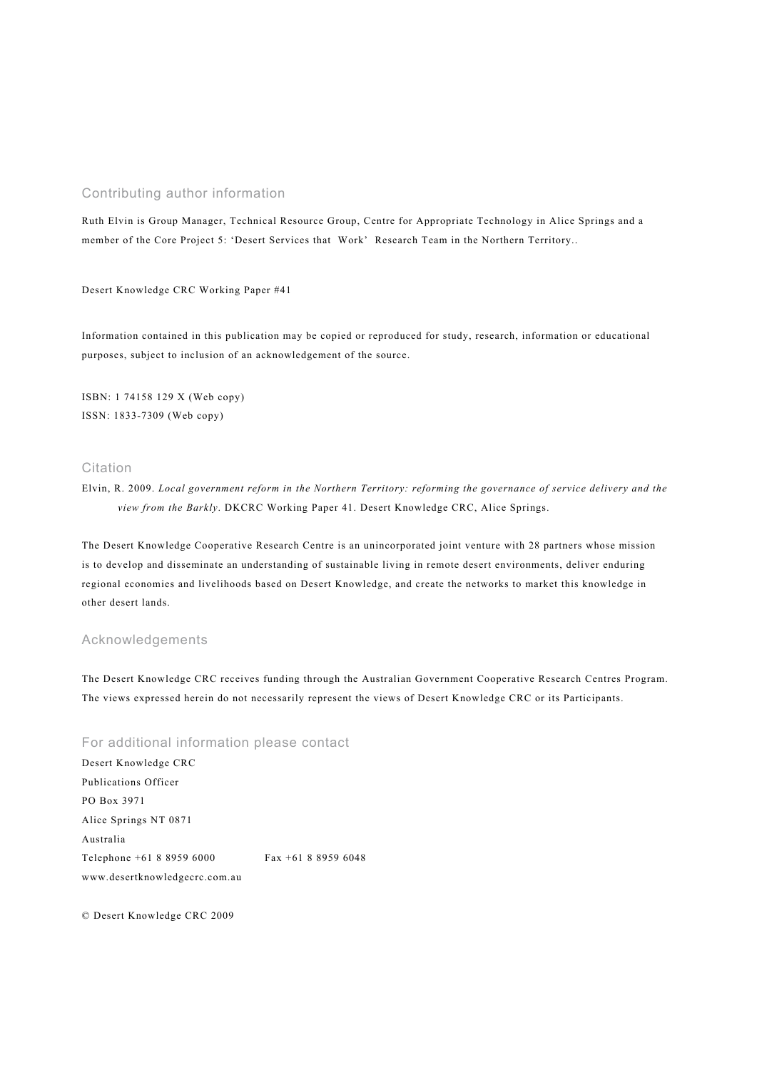## Contributing author information

Ruth Elvin is Group Manager, Technical Resource Group, Centre for Appropriate Technology in Alice Springs and a member of the Core Project 5: 'Desert Services that Work' Research Team in the Northern Territory..

Desert Knowledge CRC Working Paper #41

Information contained in this publication may be copied or reproduced for study, research, information or educational purposes, subject to inclusion of an acknowledgement of the source.

ISBN: 1 74158 129 X (Web copy)
ISSN: 1833-7309 (Web copy)

## Citation

Elvin, R. 2009. *Local government reform in the Northern Territory: reforming the governance of service delivery and the view from the Barkly*. DKCRC Working Paper 41. Desert Knowledge CRC, Alice Springs.

The Desert Knowledge Cooperative Research Centre is an unincorporated joint venture with 28 partners whose mission is to develop and disseminate an understanding of sustainable living in remote desert environments, deliver enduring regional economies and livelihoods based on Desert Knowledge, and create the networks to market this knowledge in other desert lands.

## Acknowledgements

The Desert Knowledge CRC receives funding through the Australian Government Cooperative Research Centres Program. The views expressed herein do not necessarily represent the views of Desert Knowledge CRC or its Participants.

## For additional information please contact

Desert Knowledge CRC
Publications Officer
PO Box 3971
Alice Springs NT 0871
Australia
Telephone +61 8 8959 6000 Fax +61 8 8959 6048
www.desertknowledgecrc.com.au

© Desert Knowledge CRC 2009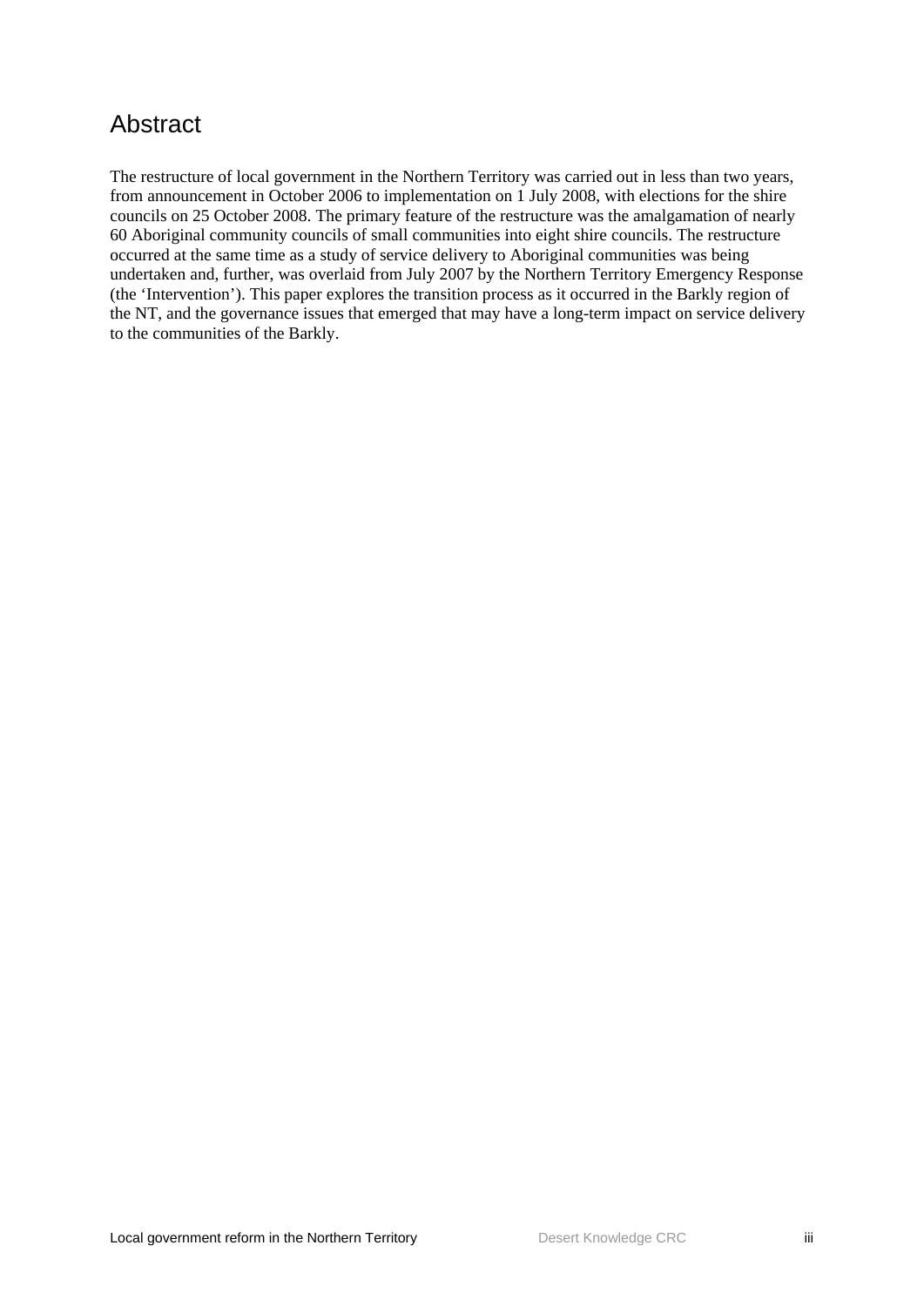## Abstract

The restructure of local government in the Northern Territory was carried out in less than two years, from announcement in October 2006 to implementation on 1 July 2008, with elections for the shire councils on 25 October 2008. The primary feature of the restructure was the amalgamation of nearly 60 Aboriginal community councils of small communities into eight shire councils. The restructure occurred at the same time as a study of service delivery to Aboriginal communities was being undertaken and, further, was overlaid from July 2007 by the Northern Territory Emergency Response (the 'Intervention'). This paper explores the transition process as it occurred in the Barkly region of the NT, and the governance issues that emerged that may have a long-term impact on service delivery to the communities of the Barkly.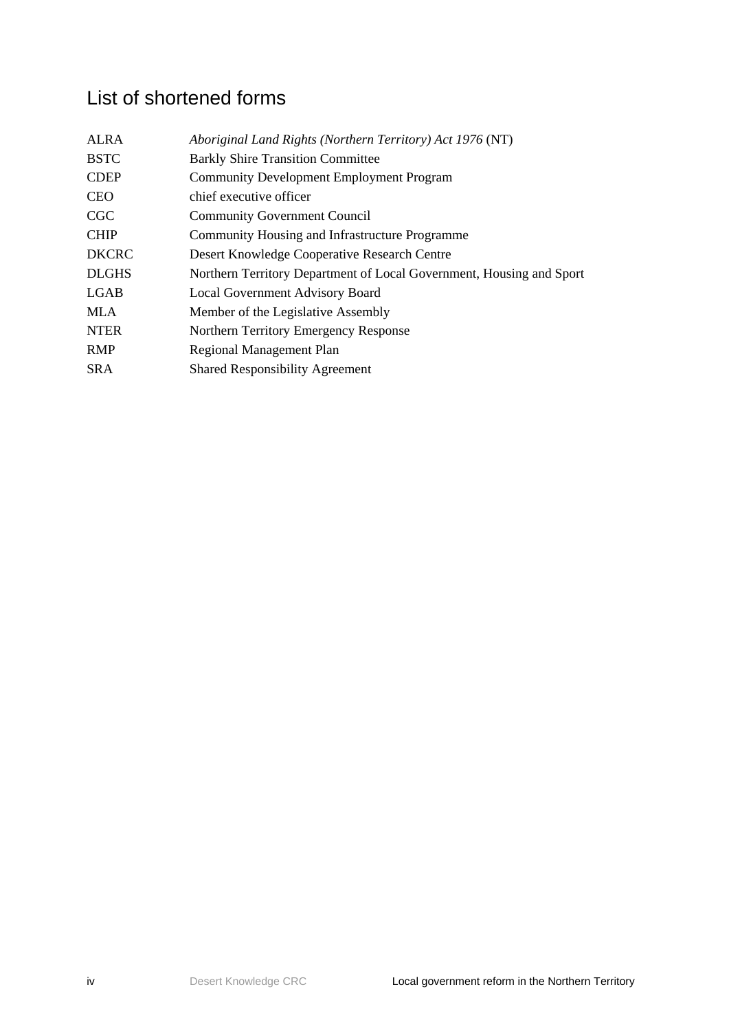# List of shortened forms

| | |
|---|---|
| ALRA | *Aboriginal Land Rights (Northern Territory) Act 1976* (NT) |
| BSTC | Barkly Shire Transition Committee |
| CDEP | Community Development Employment Program |
| CEO | chief executive officer |
| CGC | Community Government Council |
| CHIP | Community Housing and Infrastructure Programme |
| DKCRC | Desert Knowledge Cooperative Research Centre |
| DLGHS | Northern Territory Department of Local Government, Housing and Sport |
| LGAB | Local Government Advisory Board |
| MLA | Member of the Legislative Assembly |
| NTER | Northern Territory Emergency Response |
| RMP | Regional Management Plan |
| SRA | Shared Responsibility Agreement |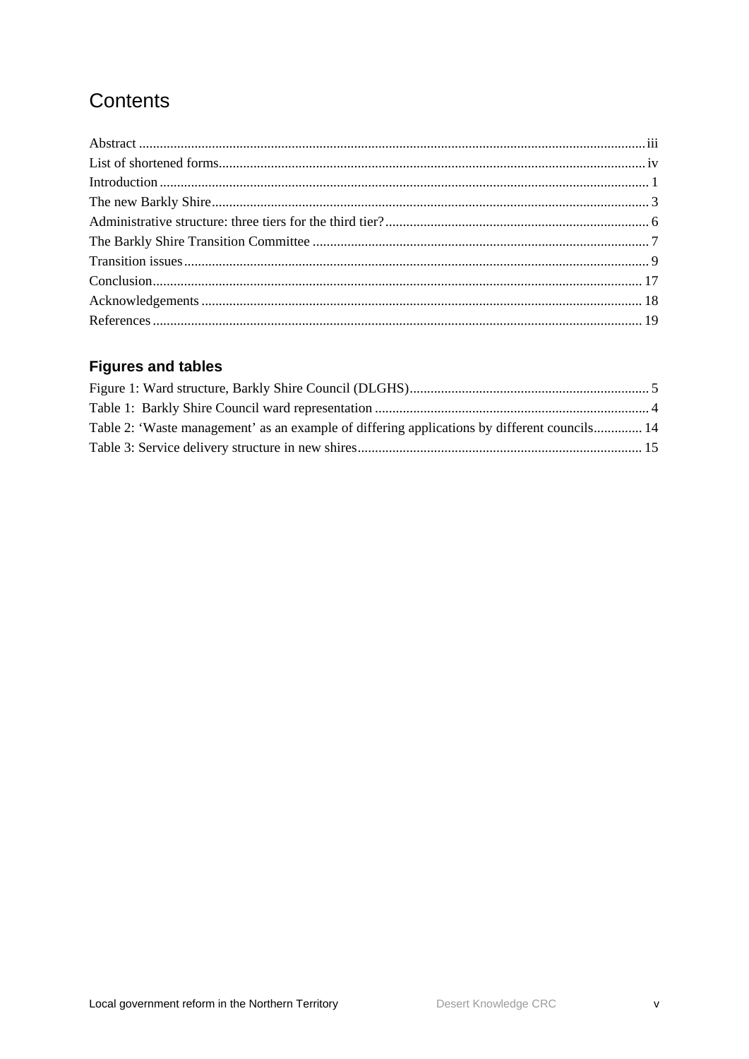# Contents

Abstract ........ iii
List of shortened forms ........ iv
Introduction ........ 1
The new Barkly Shire ........ 3
Administrative structure: three tiers for the third tier? ........ 6
The Barkly Shire Transition Committee ........ 7
Transition issues ........ 9
Conclusion ........ 17
Acknowledgements ........ 18
References ........ 19

## Figures and tables

Figure 1: Ward structure, Barkly Shire Council (DLGHS) ........ 5
Table 1: Barkly Shire Council ward representation ........ 4
Table 2: 'Waste management' as an example of differing applications by different councils ........ 14
Table 3: Service delivery structure in new shires ........ 15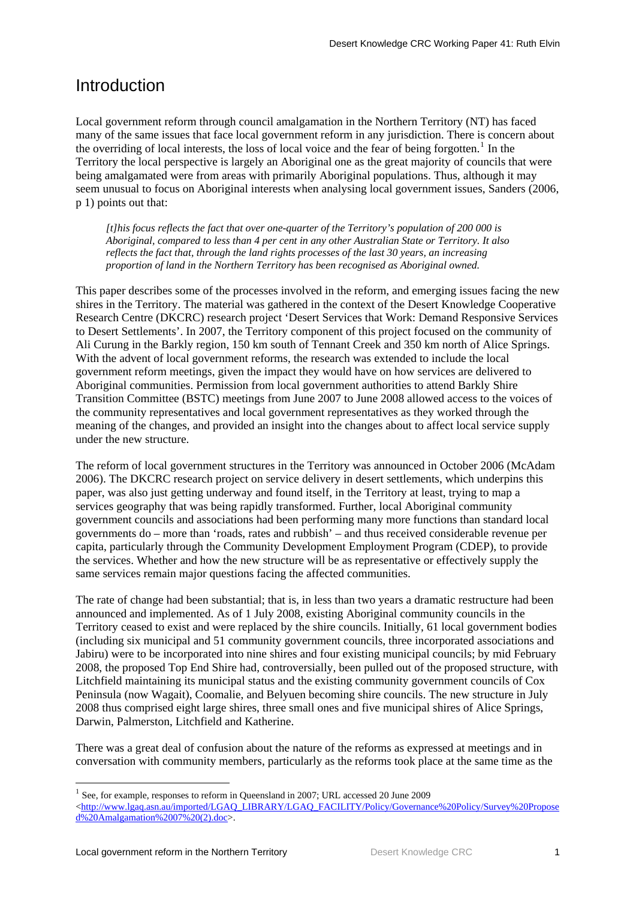# Introduction

Local government reform through council amalgamation in the Northern Territory (NT) has faced many of the same issues that face local government reform in any jurisdiction. There is concern about the overriding of local interests, the loss of local voice and the fear of being forgotten.[1] In the Territory the local perspective is largely an Aboriginal one as the great majority of councils that were being amalgamated were from areas with primarily Aboriginal populations. Thus, although it may seem unusual to focus on Aboriginal interests when analysing local government issues, Sanders (2006, p 1) points out that:

> *[t]his focus reflects the fact that over one-quarter of the Territory's population of 200 000 is Aboriginal, compared to less than 4 per cent in any other Australian State or Territory. It also reflects the fact that, through the land rights processes of the last 30 years, an increasing proportion of land in the Northern Territory has been recognised as Aboriginal owned.*

This paper describes some of the processes involved in the reform, and emerging issues facing the new shires in the Territory. The material was gathered in the context of the Desert Knowledge Cooperative Research Centre (DKCRC) research project 'Desert Services that Work: Demand Responsive Services to Desert Settlements'. In 2007, the Territory component of this project focused on the community of Ali Curung in the Barkly region, 150 km south of Tennant Creek and 350 km north of Alice Springs. With the advent of local government reforms, the research was extended to include the local government reform meetings, given the impact they would have on how services are delivered to Aboriginal communities. Permission from local government authorities to attend Barkly Shire Transition Committee (BSTC) meetings from June 2007 to June 2008 allowed access to the voices of the community representatives and local government representatives as they worked through the meaning of the changes, and provided an insight into the changes about to affect local service supply under the new structure.

The reform of local government structures in the Territory was announced in October 2006 (McAdam 2006). The DKCRC research project on service delivery in desert settlements, which underpins this paper, was also just getting underway and found itself, in the Territory at least, trying to map a services geography that was being rapidly transformed. Further, local Aboriginal community government councils and associations had been performing many more functions than standard local governments do – more than 'roads, rates and rubbish' – and thus received considerable revenue per capita, particularly through the Community Development Employment Program (CDEP), to provide the services. Whether and how the new structure will be as representative or effectively supply the same services remain major questions facing the affected communities.

The rate of change had been substantial; that is, in less than two years a dramatic restructure had been announced and implemented. As of 1 July 2008, existing Aboriginal community councils in the Territory ceased to exist and were replaced by the shire councils. Initially, 61 local government bodies (including six municipal and 51 community government councils, three incorporated associations and Jabiru) were to be incorporated into nine shires and four existing municipal councils; by mid February 2008, the proposed Top End Shire had, controversially, been pulled out of the proposed structure, with Litchfield maintaining its municipal status and the existing community government councils of Cox Peninsula (now Wagait), Coomalie, and Belyuen becoming shire councils. The new structure in July 2008 thus comprised eight large shires, three small ones and five municipal shires of Alice Springs, Darwin, Palmerston, Litchfield and Katherine.

There was a great deal of confusion about the nature of the reforms as expressed at meetings and in conversation with community members, particularly as the reforms took place at the same time as the

[1] See, for example, responses to reform in Queensland in 2007; URL accessed 20 June 2009 <http://www.lgaq.asn.au/imported/LGAQ_LIBRARY/LGAQ_FACILITY/Policy/Governance%20Policy/Survey%20Proposed%20Amalgamation%2007%20(2).doc>.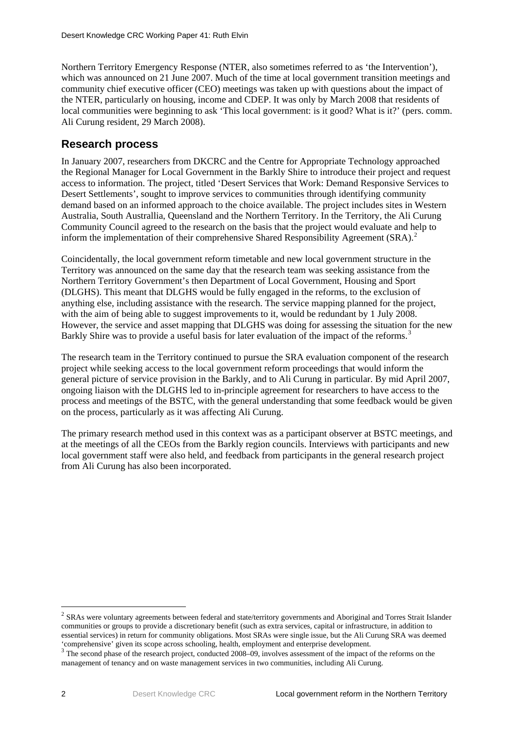Northern Territory Emergency Response (NTER, also sometimes referred to as 'the Intervention'), which was announced on 21 June 2007. Much of the time at local government transition meetings and community chief executive officer (CEO) meetings was taken up with questions about the impact of the NTER, particularly on housing, income and CDEP. It was only by March 2008 that residents of local communities were beginning to ask 'This local government: is it good? What is it?' (pers. comm. Ali Curung resident, 29 March 2008).

## Research process

In January 2007, researchers from DKCRC and the Centre for Appropriate Technology approached the Regional Manager for Local Government in the Barkly Shire to introduce their project and request access to information. The project, titled 'Desert Services that Work: Demand Responsive Services to Desert Settlements', sought to improve services to communities through identifying community demand based on an informed approach to the choice available. The project includes sites in Western Australia, South Austrailia, Queensland and the Northern Territory. In the Territory, the Ali Curung Community Council agreed to the research on the basis that the project would evaluate and help to inform the implementation of their comprehensive Shared Responsibility Agreement (SRA).[2]

Coincidentally, the local government reform timetable and new local government structure in the Territory was announced on the same day that the research team was seeking assistance from the Northern Territory Government's then Department of Local Government, Housing and Sport (DLGHS). This meant that DLGHS would be fully engaged in the reforms, to the exclusion of anything else, including assistance with the research. The service mapping planned for the project, with the aim of being able to suggest improvements to it, would be redundant by 1 July 2008. However, the service and asset mapping that DLGHS was doing for assessing the situation for the new Barkly Shire was to provide a useful basis for later evaluation of the impact of the reforms.[3]

The research team in the Territory continued to pursue the SRA evaluation component of the research project while seeking access to the local government reform proceedings that would inform the general picture of service provision in the Barkly, and to Ali Curung in particular. By mid April 2007, ongoing liaison with the DLGHS led to in-principle agreement for researchers to have access to the process and meetings of the BSTC, with the general understanding that some feedback would be given on the process, particularly as it was affecting Ali Curung.

The primary research method used in this context was as a participant observer at BSTC meetings, and at the meetings of all the CEOs from the Barkly region councils. Interviews with participants and new local government staff were also held, and feedback from participants in the general research project from Ali Curung has also been incorporated.

---

[2] SRAs were voluntary agreements between federal and state/territory governments and Aboriginal and Torres Strait Islander communities or groups to provide a discretionary benefit (such as extra services, capital or infrastructure, in addition to essential services) in return for community obligations. Most SRAs were single issue, but the Ali Curung SRA was deemed 'comprehensive' given its scope across schooling, health, employment and enterprise development.

[3] The second phase of the research project, conducted 2008–09, involves assessment of the impact of the reforms on the management of tenancy and on waste management services in two communities, including Ali Curung.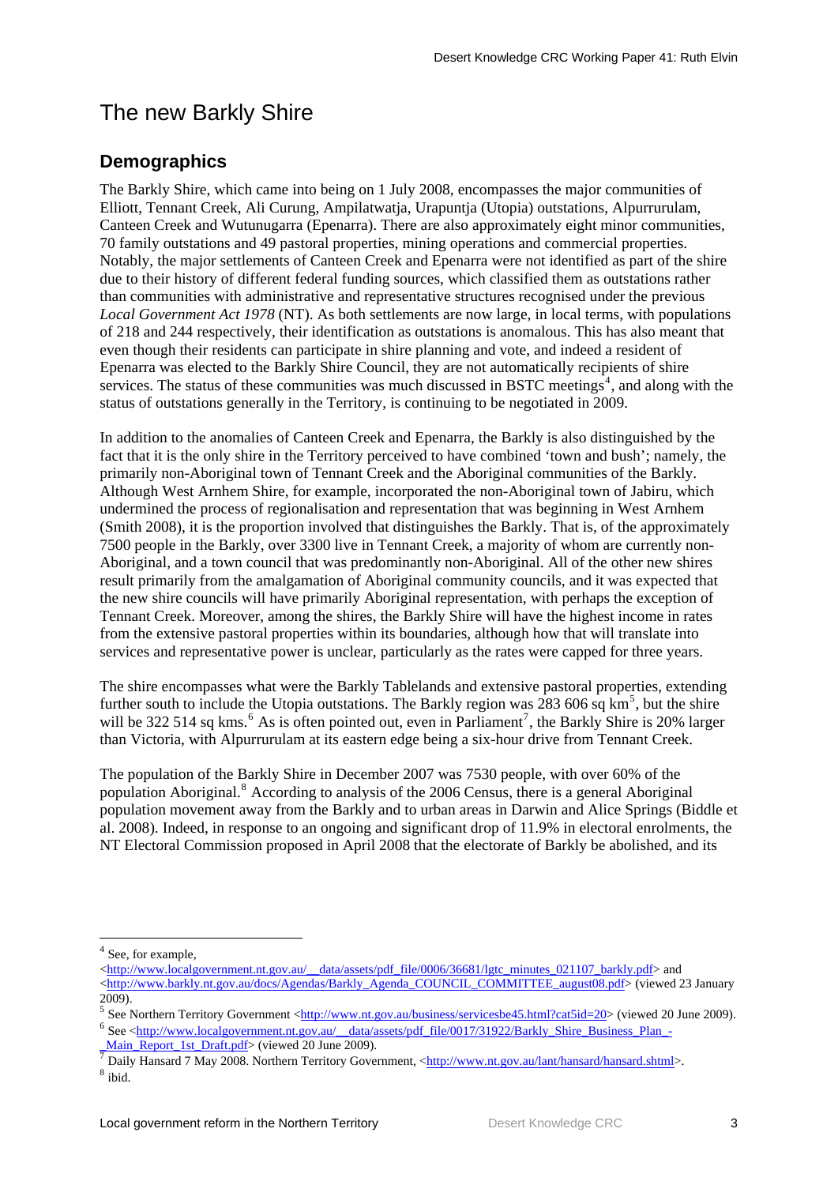# The new Barkly Shire

## Demographics

The Barkly Shire, which came into being on 1 July 2008, encompasses the major communities of Elliott, Tennant Creek, Ali Curung, Ampilatwatja, Urapuntja (Utopia) outstations, Alpurrurulam, Canteen Creek and Wutunugarra (Epenarra). There are also approximately eight minor communities, 70 family outstations and 49 pastoral properties, mining operations and commercial properties. Notably, the major settlements of Canteen Creek and Epenarra were not identified as part of the shire due to their history of different federal funding sources, which classified them as outstations rather than communities with administrative and representative structures recognised under the previous *Local Government Act 1978* (NT). As both settlements are now large, in local terms, with populations of 218 and 244 respectively, their identification as outstations is anomalous. This has also meant that even though their residents can participate in shire planning and vote, and indeed a resident of Epenarra was elected to the Barkly Shire Council, they are not automatically recipients of shire services. The status of these communities was much discussed in BSTC meetings[4], and along with the status of outstations generally in the Territory, is continuing to be negotiated in 2009.

In addition to the anomalies of Canteen Creek and Epenarra, the Barkly is also distinguished by the fact that it is the only shire in the Territory perceived to have combined 'town and bush'; namely, the primarily non-Aboriginal town of Tennant Creek and the Aboriginal communities of the Barkly. Although West Arnhem Shire, for example, incorporated the non-Aboriginal town of Jabiru, which undermined the process of regionalisation and representation that was beginning in West Arnhem (Smith 2008), it is the proportion involved that distinguishes the Barkly. That is, of the approximately 7500 people in the Barkly, over 3300 live in Tennant Creek, a majority of whom are currently non-Aboriginal, and a town council that was predominantly non-Aboriginal. All of the other new shires result primarily from the amalgamation of Aboriginal community councils, and it was expected that the new shire councils will have primarily Aboriginal representation, with perhaps the exception of Tennant Creek. Moreover, among the shires, the Barkly Shire will have the highest income in rates from the extensive pastoral properties within its boundaries, although how that will translate into services and representative power is unclear, particularly as the rates were capped for three years.

The shire encompasses what were the Barkly Tablelands and extensive pastoral properties, extending further south to include the Utopia outstations. The Barkly region was 283 606 sq km[5], but the shire will be 322 514 sq kms.[6] As is often pointed out, even in Parliament[7], the Barkly Shire is 20% larger than Victoria, with Alpurrurulam at its eastern edge being a six-hour drive from Tennant Creek.

The population of the Barkly Shire in December 2007 was 7530 people, with over 60% of the population Aboriginal.[8] According to analysis of the 2006 Census, there is a general Aboriginal population movement away from the Barkly and to urban areas in Darwin and Alice Springs (Biddle et al. 2008). Indeed, in response to an ongoing and significant drop of 11.9% in electoral enrolments, the NT Electoral Commission proposed in April 2008 that the electorate of Barkly be abolished, and its

---

[4] See, for example, <http://www.localgovernment.nt.gov.au/__data/assets/pdf_file/0006/36681/lgtc_minutes_021107_barkly.pdf> and <http://www.barkly.nt.gov.au/docs/Agendas/Barkly_Agenda_COUNCIL_COMMITTEE_august08.pdf> (viewed 23 January 2009).

[5] See Northern Territory Government <http://www.nt.gov.au/business/servicesbe45.html?cat5id=20> (viewed 20 June 2009).

[6] See <http://www.localgovernment.nt.gov.au/__data/assets/pdf_file/0017/31922/Barkly_Shire_Business_Plan_-_Main_Report_1st_Draft.pdf> (viewed 20 June 2009).

[7] Daily Hansard 7 May 2008. Northern Territory Government, <http://www.nt.gov.au/lant/hansard/hansard.shtml>.

[8] ibid.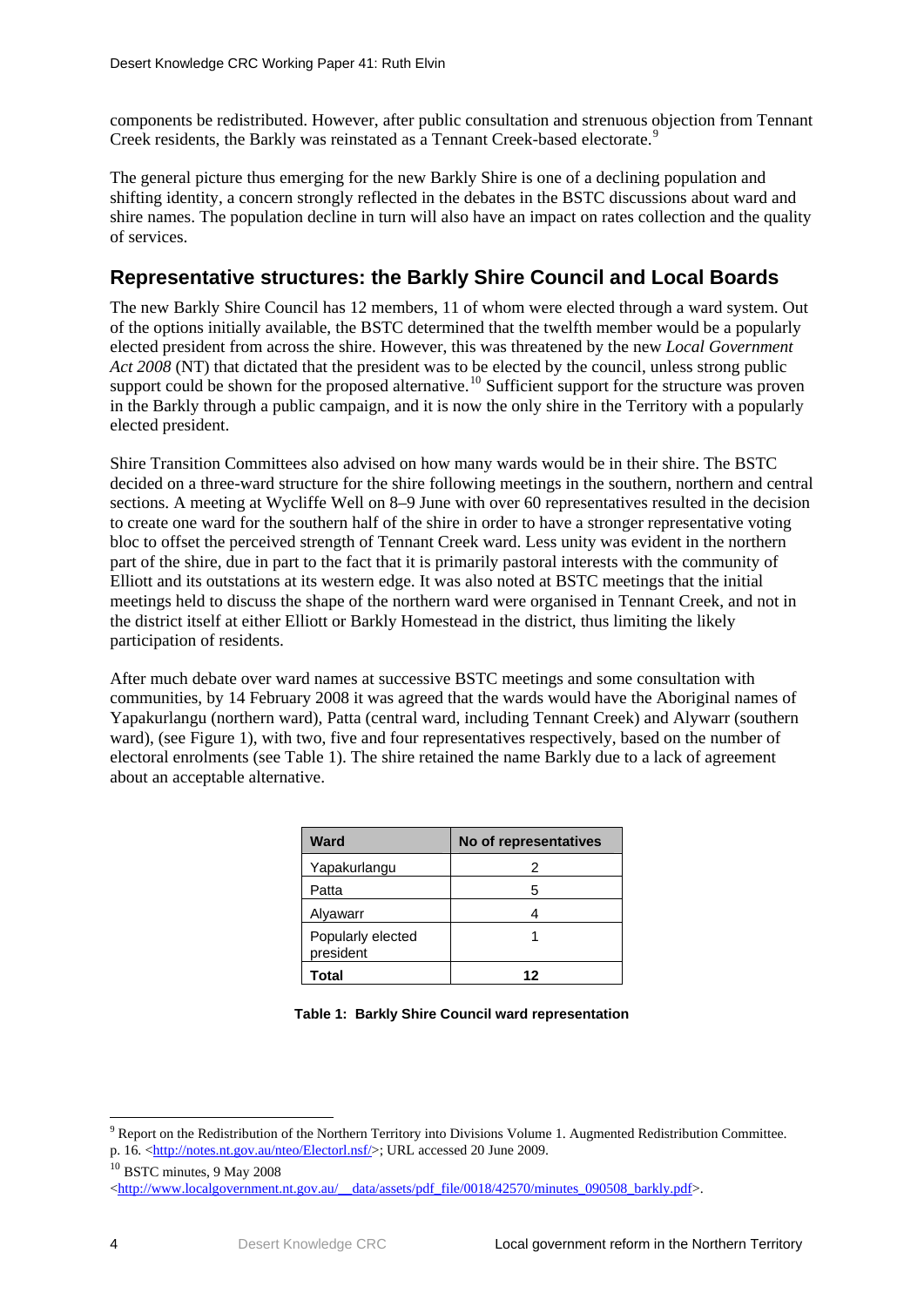components be redistributed. However, after public consultation and strenuous objection from Tennant Creek residents, the Barkly was reinstated as a Tennant Creek-based electorate.[9]

The general picture thus emerging for the new Barkly Shire is one of a declining population and shifting identity, a concern strongly reflected in the debates in the BSTC discussions about ward and shire names. The population decline in turn will also have an impact on rates collection and the quality of services.

## Representative structures: the Barkly Shire Council and Local Boards

The new Barkly Shire Council has 12 members, 11 of whom were elected through a ward system. Out of the options initially available, the BSTC determined that the twelfth member would be a popularly elected president from across the shire. However, this was threatened by the new *Local Government Act 2008* (NT) that dictated that the president was to be elected by the council, unless strong public support could be shown for the proposed alternative.[10] Sufficient support for the structure was proven in the Barkly through a public campaign, and it is now the only shire in the Territory with a popularly elected president.

Shire Transition Committees also advised on how many wards would be in their shire. The BSTC decided on a three-ward structure for the shire following meetings in the southern, northern and central sections. A meeting at Wycliffe Well on 8–9 June with over 60 representatives resulted in the decision to create one ward for the southern half of the shire in order to have a stronger representative voting bloc to offset the perceived strength of Tennant Creek ward. Less unity was evident in the northern part of the shire, due in part to the fact that it is primarily pastoral interests with the community of Elliott and its outstations at its western edge. It was also noted at BSTC meetings that the initial meetings held to discuss the shape of the northern ward were organised in Tennant Creek, and not in the district itself at either Elliott or Barkly Homestead in the district, thus limiting the likely participation of residents.

After much debate over ward names at successive BSTC meetings and some consultation with communities, by 14 February 2008 it was agreed that the wards would have the Aboriginal names of Yapakurlangu (northern ward), Patta (central ward, including Tennant Creek) and Alywarr (southern ward), (see Figure 1), with two, five and four representatives respectively, based on the number of electoral enrolments (see Table 1). The shire retained the name Barkly due to a lack of agreement about an acceptable alternative.

| Ward | No of representatives |
|---|---|
| Yapakurlangu | 2 |
| Patta | 5 |
| Alyawarr | 4 |
| Popularly elected president | 1 |
| **Total** | **12** |

**Table 1: Barkly Shire Council ward representation**

[9] Report on the Redistribution of the Northern Territory into Divisions Volume 1. Augmented Redistribution Committee. p. 16. <http://notes.nt.gov.au/nteo/Electorl.nsf/>; URL accessed 20 June 2009.

[10] BSTC minutes, 9 May 2008 <http://www.localgovernment.nt.gov.au/__data/assets/pdf_file/0018/42570/minutes_090508_barkly.pdf>.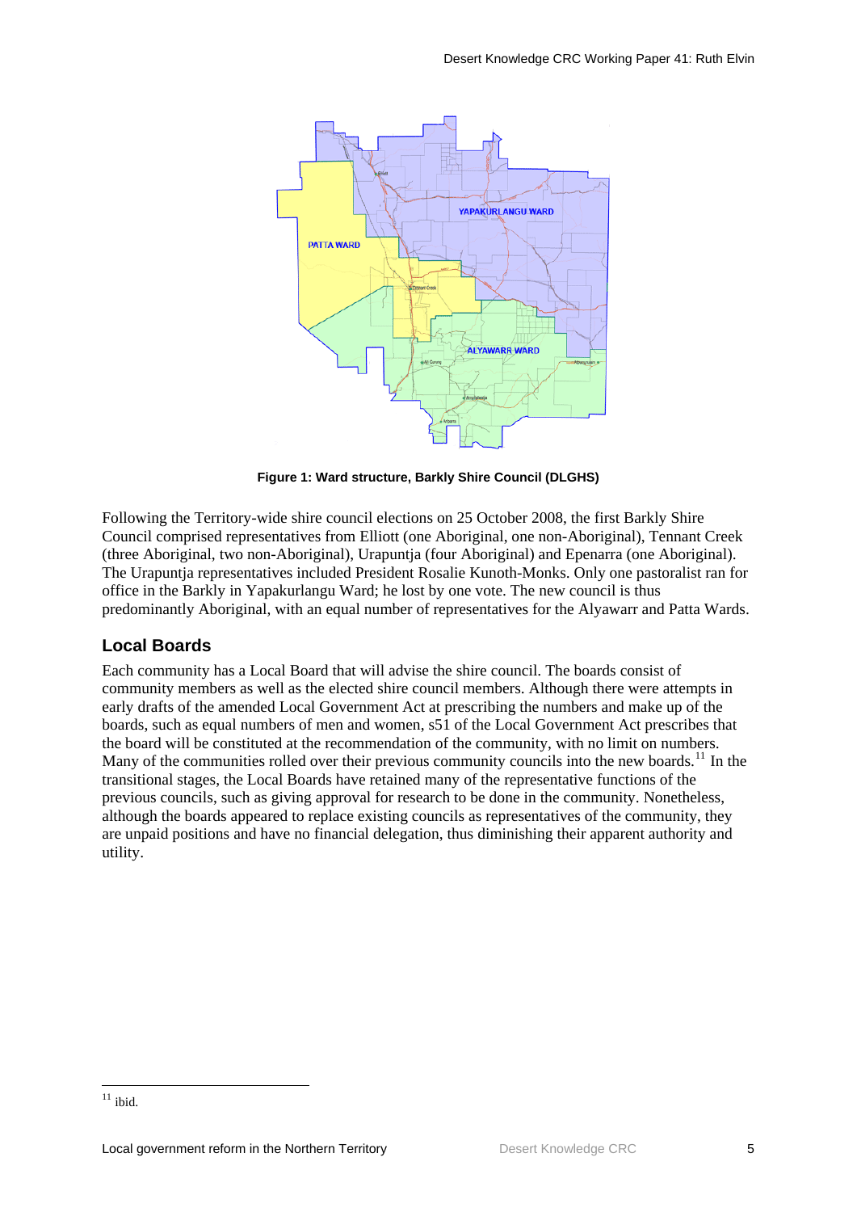Figure 1: Ward structure, Barkly Shire Council (DLGHS)

Following the Territory-wide shire council elections on 25 October 2008, the first Barkly Shire Council comprised representatives from Elliott (one Aboriginal, one non-Aboriginal), Tennant Creek (three Aboriginal, two non-Aboriginal), Urapuntja (four Aboriginal) and Epenarra (one Aboriginal). The Urapuntja representatives included President Rosalie Kunoth-Monks. Only one pastoralist ran for office in the Barkly in Yapakurlangu Ward; he lost by one vote. The new council is thus predominantly Aboriginal, with an equal number of representatives for the Alyawarr and Patta Wards.

## Local Boards

Each community has a Local Board that will advise the shire council. The boards consist of community members as well as the elected shire council members. Although there were attempts in early drafts of the amended Local Government Act at prescribing the numbers and make up of the boards, such as equal numbers of men and women, s51 of the Local Government Act prescribes that the board will be constituted at the recommendation of the community, with no limit on numbers. Many of the communities rolled over their previous community councils into the new boards.[11] In the transitional stages, the Local Boards have retained many of the representative functions of the previous councils, such as giving approval for research to be done in the community. Nonetheless, although the boards appeared to replace existing councils as representatives of the community, they are unpaid positions and have no financial delegation, thus diminishing their apparent authority and utility.

[11] ibid.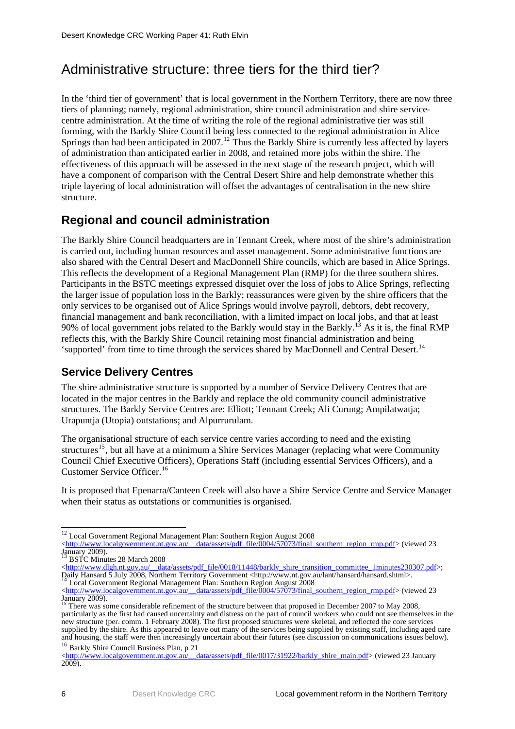# Administrative structure: three tiers for the third tier?

In the 'third tier of government' that is local government in the Northern Territory, there are now three tiers of planning; namely, regional administration, shire council administration and shire service-centre administration. At the time of writing the role of the regional administrative tier was still forming, with the Barkly Shire Council being less connected to the regional administration in Alice Springs than had been anticipated in 2007.[12] Thus the Barkly Shire is currently less affected by layers of administration than anticipated earlier in 2008, and retained more jobs within the shire. The effectiveness of this approach will be assessed in the next stage of the research project, which will have a component of comparison with the Central Desert Shire and help demonstrate whether this triple layering of local administration will offset the advantages of centralisation in the new shire structure.

## Regional and council administration

The Barkly Shire Council headquarters are in Tennant Creek, where most of the shire's administration is carried out, including human resources and asset management. Some administrative functions are also shared with the Central Desert and MacDonnell Shire councils, which are based in Alice Springs. This reflects the development of a Regional Management Plan (RMP) for the three southern shires. Participants in the BSTC meetings expressed disquiet over the loss of jobs to Alice Springs, reflecting the larger issue of population loss in the Barkly; reassurances were given by the shire officers that the only services to be organised out of Alice Springs would involve payroll, debtors, debt recovery, financial management and bank reconciliation, with a limited impact on local jobs, and that at least 90% of local government jobs related to the Barkly would stay in the Barkly.[13] As it is, the final RMP reflects this, with the Barkly Shire Council retaining most financial administration and being 'supported' from time to time through the services shared by MacDonnell and Central Desert.[14]

### Service Delivery Centres

The shire administrative structure is supported by a number of Service Delivery Centres that are located in the major centres in the Barkly and replace the old community council administrative structures. The Barkly Service Centres are: Elliott; Tennant Creek; Ali Curung; Ampilatwatja; Urapuntja (Utopia) outstations; and Alpurrurulam.

The organisational structure of each service centre varies according to need and the existing structures[15], but all have at a minimum a Shire Services Manager (replacing what were Community Council Chief Executive Officers), Operations Staff (including essential Services Officers), and a Customer Service Officer.[16]

It is proposed that Epenarra/Canteen Creek will also have a Shire Service Centre and Service Manager when their status as outstations or communities is organised.

---

[12] Local Government Regional Management Plan: Southern Region August 2008 <http://www.localgovernment.nt.gov.au/__data/assets/pdf_file/0004/57073/final_southern_region_rmp.pdf> (viewed 23 January 2009).

[13] BSTC Minutes 28 March 2008 <http://www.dlgh.nt.gov.au/__data/assets/pdf_file/0018/11448/barkly_shire_transition_committee_1minutes230307.pdf>; Daily Hansard 5 July 2008, Northern Territory Government <http://www.nt.gov.au/lant/hansard/hansard.shtml>.

[14] Local Government Regional Management Plan: Southern Region August 2008 <http://www.localgovernment.nt.gov.au/__data/assets/pdf_file/0004/57073/final_southern_region_rmp.pdf> (viewed 23 January 2009).

[15] There was some considerable refinement of the structure between that proposed in December 2007 to May 2008, particularly as the first had caused uncertainty and distress on the part of council workers who could not see themselves in the new structure (per. comm. 1 February 2008). The first proposed structures were skeletal, and reflected the core services supplied by the shire. As this appeared to leave out many of the services being supplied by existing staff, including aged care and housing, the staff were then increasingly uncertain about their futures (see discussion on communications issues below).

[16] Barkly Shire Council Business Plan, p 21 <http://www.localgovernment.nt.gov.au/__data/assets/pdf_file/0017/31922/barkly_shire_main.pdf> (viewed 23 January 2009).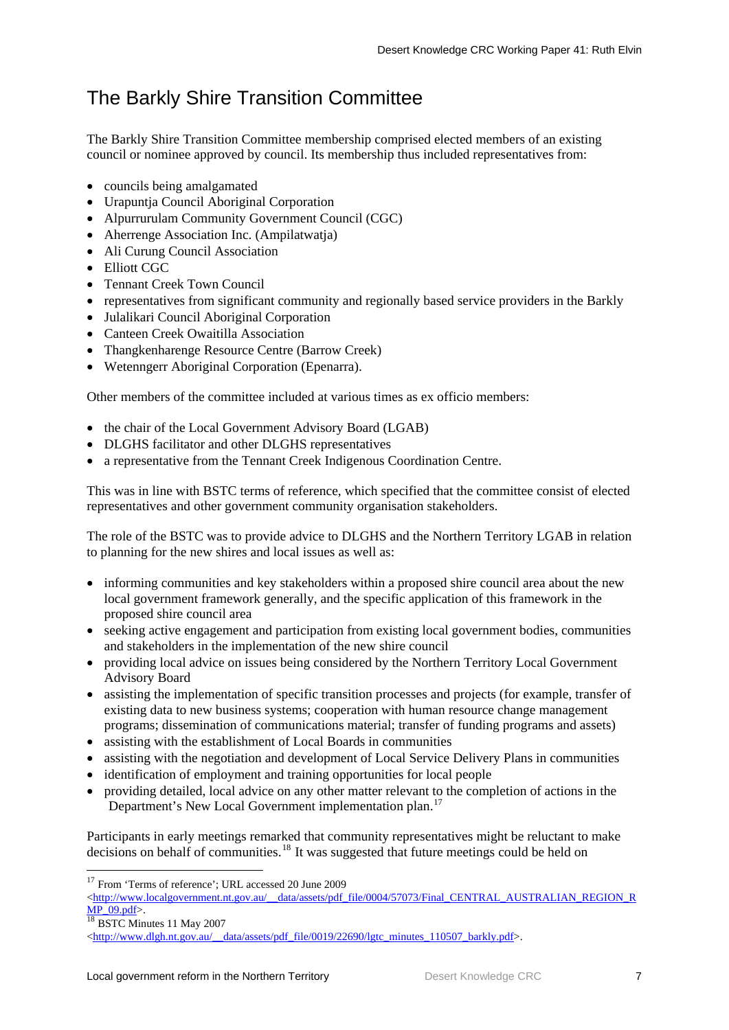# The Barkly Shire Transition Committee

The Barkly Shire Transition Committee membership comprised elected members of an existing council or nominee approved by council. Its membership thus included representatives from:

- councils being amalgamated
- Urapuntja Council Aboriginal Corporation
- Alpurrurulam Community Government Council (CGC)
- Aherrenge Association Inc. (Ampilatwatja)
- Ali Curung Council Association
- Elliott CGC
- Tennant Creek Town Council
- representatives from significant community and regionally based service providers in the Barkly
- Julalikari Council Aboriginal Corporation
- Canteen Creek Owaitilla Association
- Thangkenharenge Resource Centre (Barrow Creek)
- Wetenngerr Aboriginal Corporation (Epenarra).

Other members of the committee included at various times as ex officio members:

- the chair of the Local Government Advisory Board (LGAB)
- DLGHS facilitator and other DLGHS representatives
- a representative from the Tennant Creek Indigenous Coordination Centre.

This was in line with BSTC terms of reference, which specified that the committee consist of elected representatives and other government community organisation stakeholders.

The role of the BSTC was to provide advice to DLGHS and the Northern Territory LGAB in relation to planning for the new shires and local issues as well as:

- informing communities and key stakeholders within a proposed shire council area about the new local government framework generally, and the specific application of this framework in the proposed shire council area
- seeking active engagement and participation from existing local government bodies, communities and stakeholders in the implementation of the new shire council
- providing local advice on issues being considered by the Northern Territory Local Government Advisory Board
- assisting the implementation of specific transition processes and projects (for example, transfer of existing data to new business systems; cooperation with human resource change management programs; dissemination of communications material; transfer of funding programs and assets)
- assisting with the establishment of Local Boards in communities
- assisting with the negotiation and development of Local Service Delivery Plans in communities
- identification of employment and training opportunities for local people
- providing detailed, local advice on any other matter relevant to the completion of actions in the Department's New Local Government implementation plan.[17]

Participants in early meetings remarked that community representatives might be reluctant to make decisions on behalf of communities.[18] It was suggested that future meetings could be held on

---

[17] From 'Terms of reference'; URL accessed 20 June 2009 <http://www.localgovernment.nt.gov.au/__data/assets/pdf_file/0004/57073/Final_CENTRAL_AUSTRALIAN_REGION_RMP_09.pdf>.

[18] BSTC Minutes 11 May 2007 <http://www.dlgh.nt.gov.au/__data/assets/pdf_file/0019/22690/lgtc_minutes_110507_barkly.pdf>.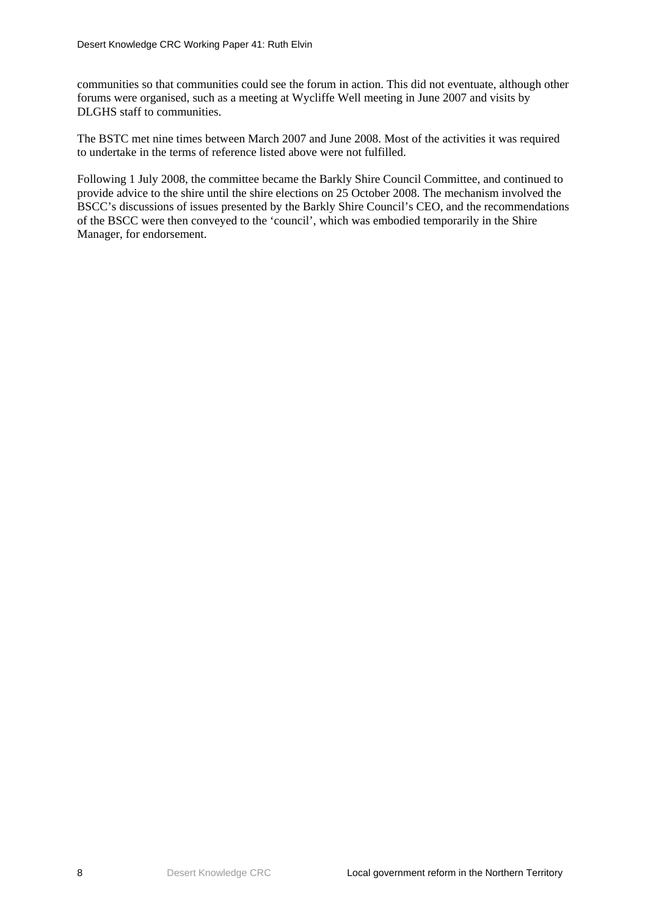communities so that communities could see the forum in action. This did not eventuate, although other forums were organised, such as a meeting at Wycliffe Well meeting in June 2007 and visits by DLGHS staff to communities.

The BSTC met nine times between March 2007 and June 2008. Most of the activities it was required to undertake in the terms of reference listed above were not fulfilled.

Following 1 July 2008, the committee became the Barkly Shire Council Committee, and continued to provide advice to the shire until the shire elections on 25 October 2008. The mechanism involved the BSCC's discussions of issues presented by the Barkly Shire Council's CEO, and the recommendations of the BSCC were then conveyed to the 'council', which was embodied temporarily in the Shire Manager, for endorsement.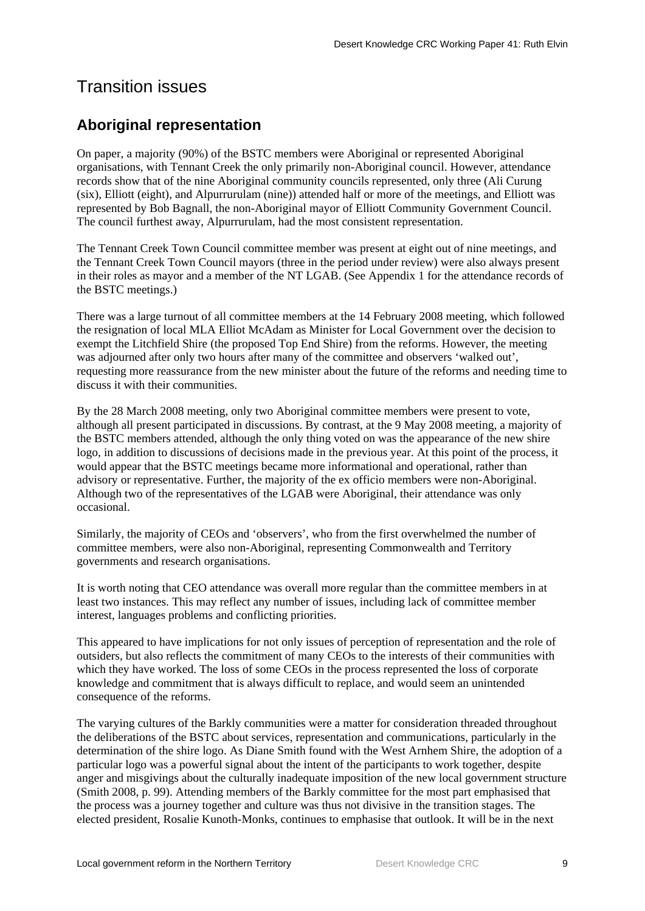# Transition issues

## Aboriginal representation

On paper, a majority (90%) of the BSTC members were Aboriginal or represented Aboriginal organisations, with Tennant Creek the only primarily non-Aboriginal council. However, attendance records show that of the nine Aboriginal community councils represented, only three (Ali Curung (six), Elliott (eight), and Alpurrurulam (nine)) attended half or more of the meetings, and Elliott was represented by Bob Bagnall, the non-Aboriginal mayor of Elliott Community Government Council. The council furthest away, Alpurrurulam, had the most consistent representation.

The Tennant Creek Town Council committee member was present at eight out of nine meetings, and the Tennant Creek Town Council mayors (three in the period under review) were also always present in their roles as mayor and a member of the NT LGAB. (See Appendix 1 for the attendance records of the BSTC meetings.)

There was a large turnout of all committee members at the 14 February 2008 meeting, which followed the resignation of local MLA Elliot McAdam as Minister for Local Government over the decision to exempt the Litchfield Shire (the proposed Top End Shire) from the reforms. However, the meeting was adjourned after only two hours after many of the committee and observers 'walked out', requesting more reassurance from the new minister about the future of the reforms and needing time to discuss it with their communities.

By the 28 March 2008 meeting, only two Aboriginal committee members were present to vote, although all present participated in discussions. By contrast, at the 9 May 2008 meeting, a majority of the BSTC members attended, although the only thing voted on was the appearance of the new shire logo, in addition to discussions of decisions made in the previous year. At this point of the process, it would appear that the BSTC meetings became more informational and operational, rather than advisory or representative. Further, the majority of the ex officio members were non-Aboriginal. Although two of the representatives of the LGAB were Aboriginal, their attendance was only occasional.

Similarly, the majority of CEOs and 'observers', who from the first overwhelmed the number of committee members, were also non-Aboriginal, representing Commonwealth and Territory governments and research organisations.

It is worth noting that CEO attendance was overall more regular than the committee members in at least two instances. This may reflect any number of issues, including lack of committee member interest, languages problems and conflicting priorities.

This appeared to have implications for not only issues of perception of representation and the role of outsiders, but also reflects the commitment of many CEOs to the interests of their communities with which they have worked. The loss of some CEOs in the process represented the loss of corporate knowledge and commitment that is always difficult to replace, and would seem an unintended consequence of the reforms.

The varying cultures of the Barkly communities were a matter for consideration threaded throughout the deliberations of the BSTC about services, representation and communications, particularly in the determination of the shire logo. As Diane Smith found with the West Arnhem Shire, the adoption of a particular logo was a powerful signal about the intent of the participants to work together, despite anger and misgivings about the culturally inadequate imposition of the new local government structure (Smith 2008, p. 99). Attending members of the Barkly committee for the most part emphasised that the process was a journey together and culture was thus not divisive in the transition stages. The elected president, Rosalie Kunoth-Monks, continues to emphasise that outlook. It will be in the next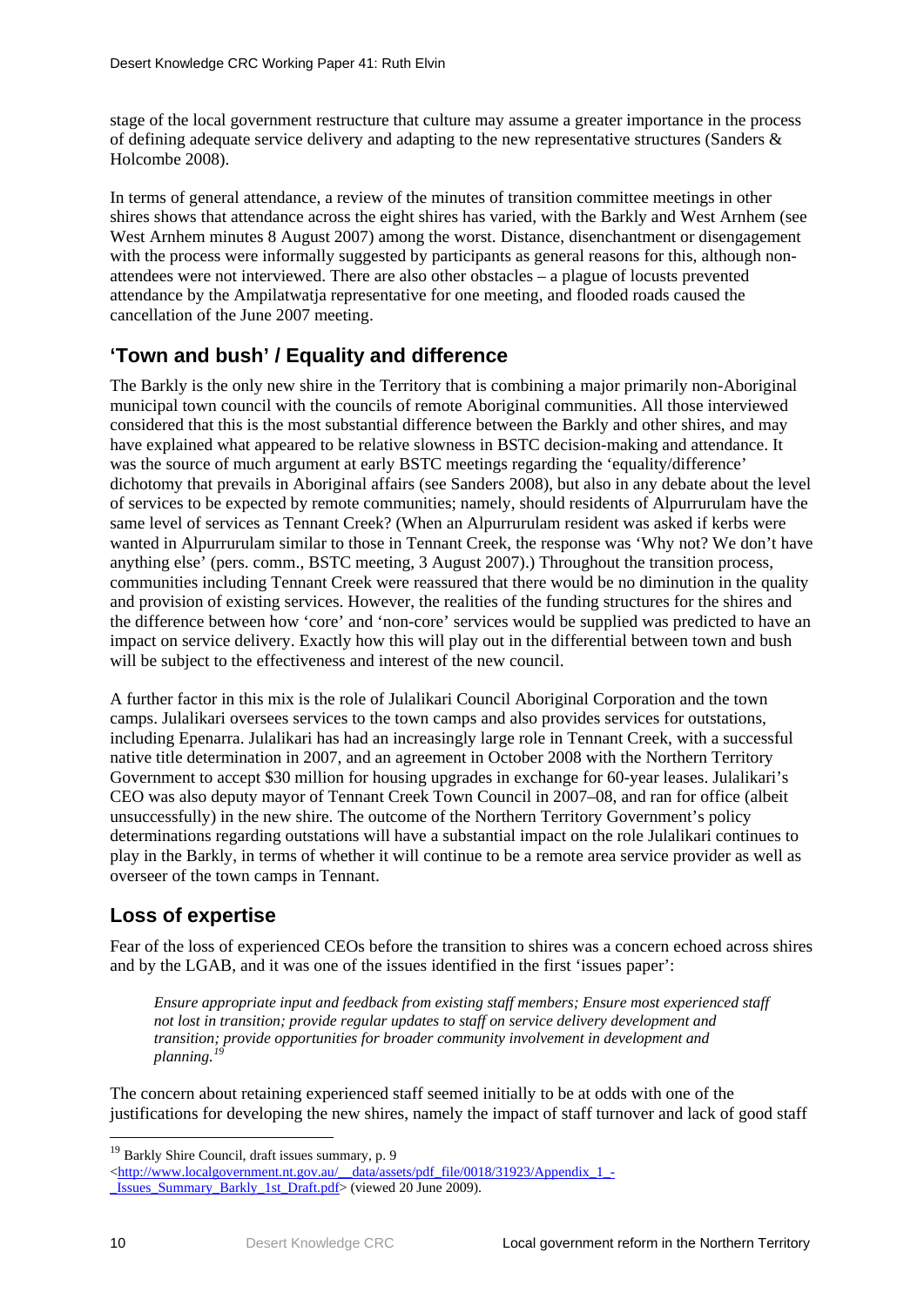stage of the local government restructure that culture may assume a greater importance in the process of defining adequate service delivery and adapting to the new representative structures (Sanders & Holcombe 2008).

In terms of general attendance, a review of the minutes of transition committee meetings in other shires shows that attendance across the eight shires has varied, with the Barkly and West Arnhem (see West Arnhem minutes 8 August 2007) among the worst. Distance, disenchantment or disengagement with the process were informally suggested by participants as general reasons for this, although non-attendees were not interviewed. There are also other obstacles – a plague of locusts prevented attendance by the Ampilatwatja representative for one meeting, and flooded roads caused the cancellation of the June 2007 meeting.

## 'Town and bush' / Equality and difference

The Barkly is the only new shire in the Territory that is combining a major primarily non-Aboriginal municipal town council with the councils of remote Aboriginal communities. All those interviewed considered that this is the most substantial difference between the Barkly and other shires, and may have explained what appeared to be relative slowness in BSTC decision-making and attendance. It was the source of much argument at early BSTC meetings regarding the 'equality/difference' dichotomy that prevails in Aboriginal affairs (see Sanders 2008), but also in any debate about the level of services to be expected by remote communities; namely, should residents of Alpurrurulam have the same level of services as Tennant Creek? (When an Alpurrurulam resident was asked if kerbs were wanted in Alpurrurulam similar to those in Tennant Creek, the response was 'Why not? We don't have anything else' (pers. comm., BSTC meeting, 3 August 2007).) Throughout the transition process, communities including Tennant Creek were reassured that there would be no diminution in the quality and provision of existing services. However, the realities of the funding structures for the shires and the difference between how 'core' and 'non-core' services would be supplied was predicted to have an impact on service delivery. Exactly how this will play out in the differential between town and bush will be subject to the effectiveness and interest of the new council.

A further factor in this mix is the role of Julalikari Council Aboriginal Corporation and the town camps. Julalikari oversees services to the town camps and also provides services for outstations, including Epenarra. Julalikari has had an increasingly large role in Tennant Creek, with a successful native title determination in 2007, and an agreement in October 2008 with the Northern Territory Government to accept $30 million for housing upgrades in exchange for 60-year leases. Julalikari's CEO was also deputy mayor of Tennant Creek Town Council in 2007–08, and ran for office (albeit unsuccessfully) in the new shire. The outcome of the Northern Territory Government's policy determinations regarding outstations will have a substantial impact on the role Julalikari continues to play in the Barkly, in terms of whether it will continue to be a remote area service provider as well as overseer of the town camps in Tennant.

## Loss of expertise

Fear of the loss of experienced CEOs before the transition to shires was a concern echoed across shires and by the LGAB, and it was one of the issues identified in the first 'issues paper':

> *Ensure appropriate input and feedback from existing staff members; Ensure most experienced staff not lost in transition; provide regular updates to staff on service delivery development and transition; provide opportunities for broader community involvement in development and planning.*[19]

The concern about retaining experienced staff seemed initially to be at odds with one of the justifications for developing the new shires, namely the impact of staff turnover and lack of good staff

[19] Barkly Shire Council, draft issues summary, p. 9 <http://www.localgovernment.nt.gov.au/__data/assets/pdf_file/0018/31923/Appendix_1_-_Issues_Summary_Barkly_1st_Draft.pdf> (viewed 20 June 2009).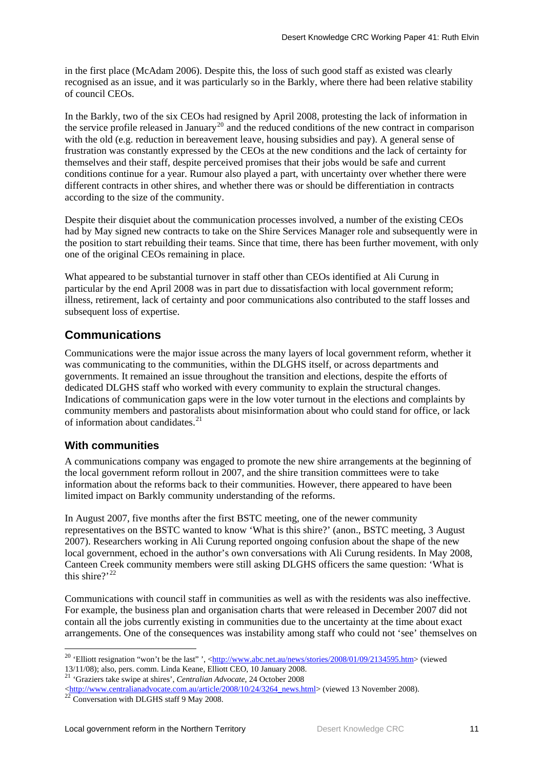in the first place (McAdam 2006). Despite this, the loss of such good staff as existed was clearly recognised as an issue, and it was particularly so in the Barkly, where there had been relative stability of council CEOs.

In the Barkly, two of the six CEOs had resigned by April 2008, protesting the lack of information in the service profile released in January[20] and the reduced conditions of the new contract in comparison with the old (e.g. reduction in bereavement leave, housing subsidies and pay). A general sense of frustration was constantly expressed by the CEOs at the new conditions and the lack of certainty for themselves and their staff, despite perceived promises that their jobs would be safe and current conditions continue for a year. Rumour also played a part, with uncertainty over whether there were different contracts in other shires, and whether there was or should be differentiation in contracts according to the size of the community.

Despite their disquiet about the communication processes involved, a number of the existing CEOs had by May signed new contracts to take on the Shire Services Manager role and subsequently were in the position to start rebuilding their teams. Since that time, there has been further movement, with only one of the original CEOs remaining in place.

What appeared to be substantial turnover in staff other than CEOs identified at Ali Curung in particular by the end April 2008 was in part due to dissatisfaction with local government reform; illness, retirement, lack of certainty and poor communications also contributed to the staff losses and subsequent loss of expertise.

## Communications

Communications were the major issue across the many layers of local government reform, whether it was communicating to the communities, within the DLGHS itself, or across departments and governments. It remained an issue throughout the transition and elections, despite the efforts of dedicated DLGHS staff who worked with every community to explain the structural changes. Indications of communication gaps were in the low voter turnout in the elections and complaints by community members and pastoralists about misinformation about who could stand for office, or lack of information about candidates.[21]

### With communities

A communications company was engaged to promote the new shire arrangements at the beginning of the local government reform rollout in 2007, and the shire transition committees were to take information about the reforms back to their communities. However, there appeared to have been limited impact on Barkly community understanding of the reforms.

In August 2007, five months after the first BSTC meeting, one of the newer community representatives on the BSTC wanted to know 'What is this shire?' (anon., BSTC meeting, 3 August 2007). Researchers working in Ali Curung reported ongoing confusion about the shape of the new local government, echoed in the author's own conversations with Ali Curung residents. In May 2008, Canteen Creek community members were still asking DLGHS officers the same question: 'What is this shire?'[22]

Communications with council staff in communities as well as with the residents was also ineffective. For example, the business plan and organisation charts that were released in December 2007 did not contain all the jobs currently existing in communities due to the uncertainty at the time about exact arrangements. One of the consequences was instability among staff who could not 'see' themselves on

---

[20] 'Elliott resignation "won't be the last" ', <http://www.abc.net.au/news/stories/2008/01/09/2134595.htm> (viewed 13/11/08); also, pers. comm. Linda Keane, Elliott CEO, 10 January 2008.

[21] 'Graziers take swipe at shires', *Centralian Advocate*, 24 October 2008 <http://www.centralianadvocate.com.au/article/2008/10/24/3264_news.html> (viewed 13 November 2008).

[22] Conversation with DLGHS staff 9 May 2008.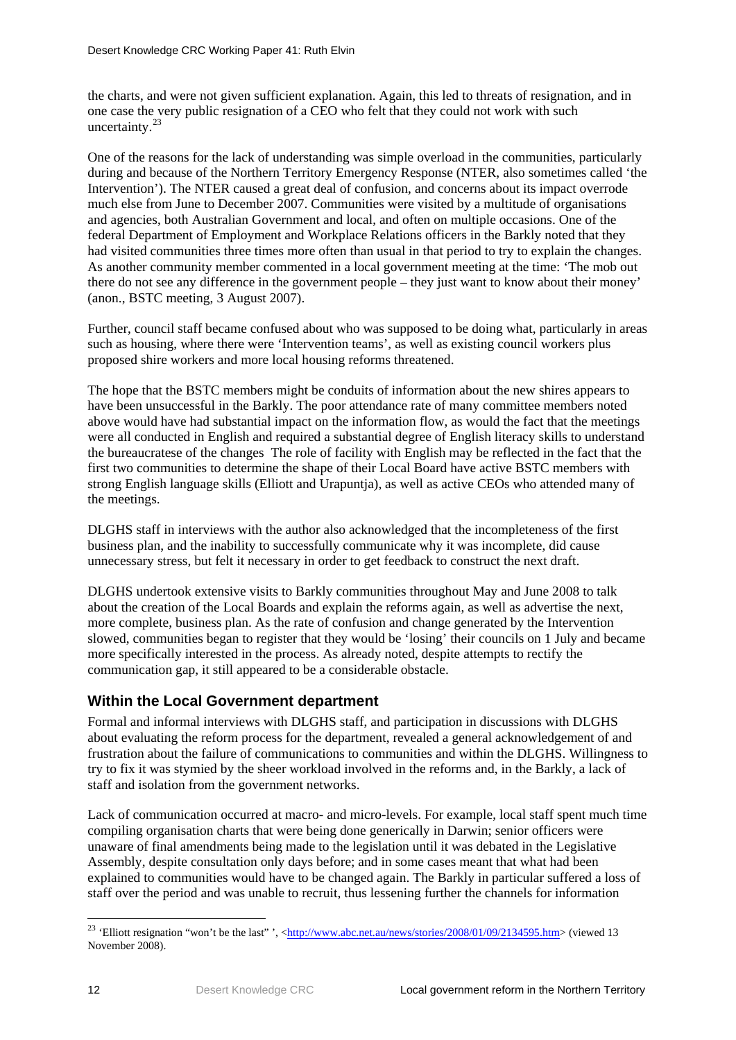the charts, and were not given sufficient explanation. Again, this led to threats of resignation, and in one case the very public resignation of a CEO who felt that they could not work with such uncertainty.[23]

One of the reasons for the lack of understanding was simple overload in the communities, particularly during and because of the Northern Territory Emergency Response (NTER, also sometimes called 'the Intervention'). The NTER caused a great deal of confusion, and concerns about its impact overrode much else from June to December 2007. Communities were visited by a multitude of organisations and agencies, both Australian Government and local, and often on multiple occasions. One of the federal Department of Employment and Workplace Relations officers in the Barkly noted that they had visited communities three times more often than usual in that period to try to explain the changes. As another community member commented in a local government meeting at the time: 'The mob out there do not see any difference in the government people – they just want to know about their money' (anon., BSTC meeting, 3 August 2007).

Further, council staff became confused about who was supposed to be doing what, particularly in areas such as housing, where there were 'Intervention teams', as well as existing council workers plus proposed shire workers and more local housing reforms threatened.

The hope that the BSTC members might be conduits of information about the new shires appears to have been unsuccessful in the Barkly. The poor attendance rate of many committee members noted above would have had substantial impact on the information flow, as would the fact that the meetings were all conducted in English and required a substantial degree of English literacy skills to understand the bureaucratese of the changes The role of facility with English may be reflected in the fact that the first two communities to determine the shape of their Local Board have active BSTC members with strong English language skills (Elliott and Urapuntja), as well as active CEOs who attended many of the meetings.

DLGHS staff in interviews with the author also acknowledged that the incompleteness of the first business plan, and the inability to successfully communicate why it was incomplete, did cause unnecessary stress, but felt it necessary in order to get feedback to construct the next draft.

DLGHS undertook extensive visits to Barkly communities throughout May and June 2008 to talk about the creation of the Local Boards and explain the reforms again, as well as advertise the next, more complete, business plan. As the rate of confusion and change generated by the Intervention slowed, communities began to register that they would be 'losing' their councils on 1 July and became more specifically interested in the process. As already noted, despite attempts to rectify the communication gap, it still appeared to be a considerable obstacle.

### Within the Local Government department

Formal and informal interviews with DLGHS staff, and participation in discussions with DLGHS about evaluating the reform process for the department, revealed a general acknowledgement of and frustration about the failure of communications to communities and within the DLGHS. Willingness to try to fix it was stymied by the sheer workload involved in the reforms and, in the Barkly, a lack of staff and isolation from the government networks.

Lack of communication occurred at macro- and micro-levels. For example, local staff spent much time compiling organisation charts that were being done generically in Darwin; senior officers were unaware of final amendments being made to the legislation until it was debated in the Legislative Assembly, despite consultation only days before; and in some cases meant that what had been explained to communities would have to be changed again. The Barkly in particular suffered a loss of staff over the period and was unable to recruit, thus lessening further the channels for information

---

[23] 'Elliott resignation "won't be the last" ', <http://www.abc.net.au/news/stories/2008/01/09/2134595.htm> (viewed 13 November 2008).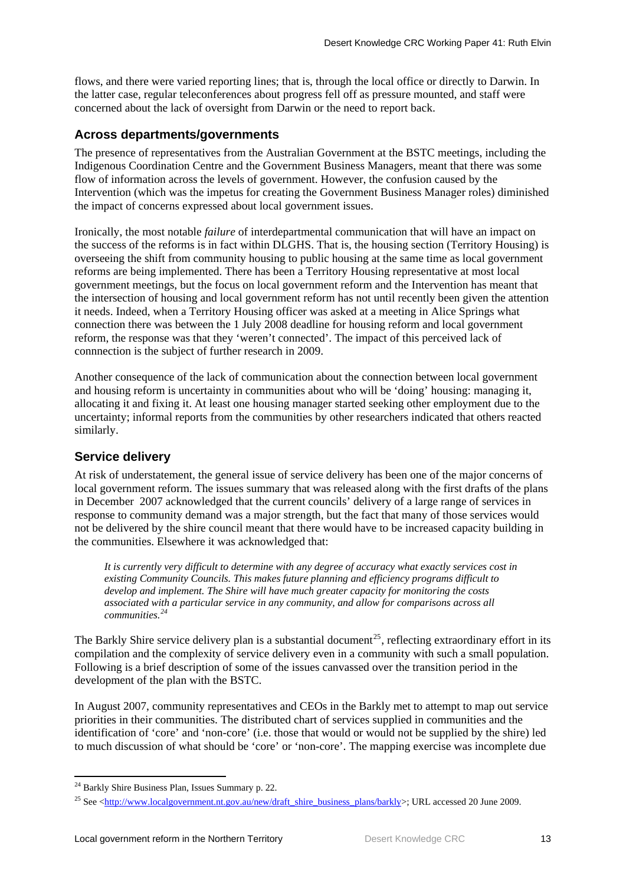flows, and there were varied reporting lines; that is, through the local office or directly to Darwin. In the latter case, regular teleconferences about progress fell off as pressure mounted, and staff were concerned about the lack of oversight from Darwin or the need to report back.

## Across departments/governments

The presence of representatives from the Australian Government at the BSTC meetings, including the Indigenous Coordination Centre and the Government Business Managers, meant that there was some flow of information across the levels of government. However, the confusion caused by the Intervention (which was the impetus for creating the Government Business Manager roles) diminished the impact of concerns expressed about local government issues.

Ironically, the most notable *failure* of interdepartmental communication that will have an impact on the success of the reforms is in fact within DLGHS. That is, the housing section (Territory Housing) is overseeing the shift from community housing to public housing at the same time as local government reforms are being implemented. There has been a Territory Housing representative at most local government meetings, but the focus on local government reform and the Intervention has meant that the intersection of housing and local government reform has not until recently been given the attention it needs. Indeed, when a Territory Housing officer was asked at a meeting in Alice Springs what connection there was between the 1 July 2008 deadline for housing reform and local government reform, the response was that they 'weren't connected'. The impact of this perceived lack of connnection is the subject of further research in 2009.

Another consequence of the lack of communication about the connection between local government and housing reform is uncertainty in communities about who will be 'doing' housing: managing it, allocating it and fixing it. At least one housing manager started seeking other employment due to the uncertainty; informal reports from the communities by other researchers indicated that others reacted similarly.

## Service delivery

At risk of understatement, the general issue of service delivery has been one of the major concerns of local government reform. The issues summary that was released along with the first drafts of the plans in December 2007 acknowledged that the current councils' delivery of a large range of services in response to community demand was a major strength, but the fact that many of those services would not be delivered by the shire council meant that there would have to be increased capacity building in the communities. Elsewhere it was acknowledged that:

> *It is currently very difficult to determine with any degree of accuracy what exactly services cost in existing Community Councils. This makes future planning and efficiency programs difficult to develop and implement. The Shire will have much greater capacity for monitoring the costs associated with a particular service in any community, and allow for comparisons across all communities.*[24]

The Barkly Shire service delivery plan is a substantial document[25], reflecting extraordinary effort in its compilation and the complexity of service delivery even in a community with such a small population. Following is a brief description of some of the issues canvassed over the transition period in the development of the plan with the BSTC.

In August 2007, community representatives and CEOs in the Barkly met to attempt to map out service priorities in their communities. The distributed chart of services supplied in communities and the identification of 'core' and 'non-core' (i.e. those that would or would not be supplied by the shire) led to much discussion of what should be 'core' or 'non-core'. The mapping exercise was incomplete due

---

[24] Barkly Shire Business Plan, Issues Summary p. 22.

[25] See <http://www.localgovernment.nt.gov.au/new/draft_shire_business_plans/barkly>; URL accessed 20 June 2009.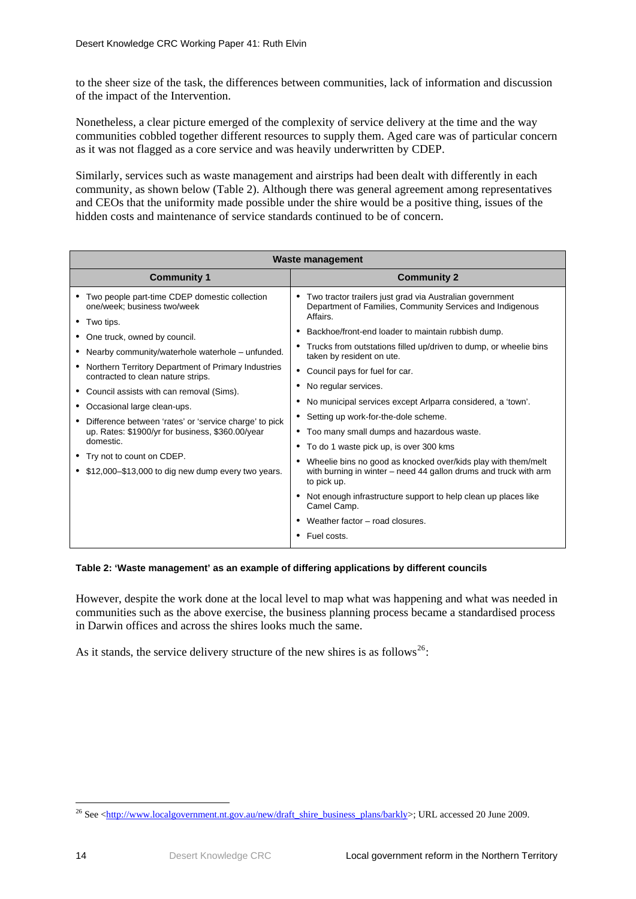to the sheer size of the task, the differences between communities, lack of information and discussion of the impact of the Intervention.

Nonetheless, a clear picture emerged of the complexity of service delivery at the time and the way communities cobbled together different resources to supply them. Aged care was of particular concern as it was not flagged as a core service and was heavily underwritten by CDEP.

Similarly, services such as waste management and airstrips had been dealt with differently in each community, as shown below (Table 2). Although there was general agreement among representatives and CEOs that the uniformity made possible under the shire would be a positive thing, issues of the hidden costs and maintenance of service standards continued to be of concern.

| **Waste management** | |
|---|---|
| **Community 1** | **Community 2** |
| • Two people part-time CDEP domestic collection one/week; business two/week<br>• Two tips.<br>• One truck, owned by council.<br>• Nearby community/waterhole waterhole – unfunded.<br>• Northern Territory Department of Primary Industries contracted to clean nature strips.<br>• Council assists with can removal (Sims).<br>• Occasional large clean-ups.<br>• Difference between 'rates' or 'service charge' to pick up. Rates: $1900/yr for business, $360.00/year domestic.<br>• Try not to count on CDEP.<br>• $12,000–$13,000 to dig new dump every two years. | • Two tractor trailers just grad via Australian government Department of Families, Community Services and Indigenous Affairs.<br>• Backhoe/front-end loader to maintain rubbish dump.<br>• Trucks from outstations filled up/driven to dump, or wheelie bins taken by resident on ute.<br>• Council pays for fuel for car.<br>• No regular services.<br>• No municipal services except Arlparra considered, a 'town'.<br>• Setting up work-for-the-dole scheme.<br>• Too many small dumps and hazardous waste.<br>• To do 1 waste pick up, is over 300 kms<br>• Wheelie bins no good as knocked over/kids play with them/melt with burning in winter – need 44 gallon drums and truck with arm to pick up.<br>• Not enough infrastructure support to help clean up places like Camel Camp.<br>• Weather factor – road closures.<br>• Fuel costs. |

**Table 2: 'Waste management' as an example of differing applications by different councils**

However, despite the work done at the local level to map what was happening and what was needed in communities such as the above exercise, the business planning process became a standardised process in Darwin offices and across the shires looks much the same.

As it stands, the service delivery structure of the new shires is as follows[26]:

[26] See <http://www.localgovernment.nt.gov.au/new/draft_shire_business_plans/barkly>; URL accessed 20 June 2009.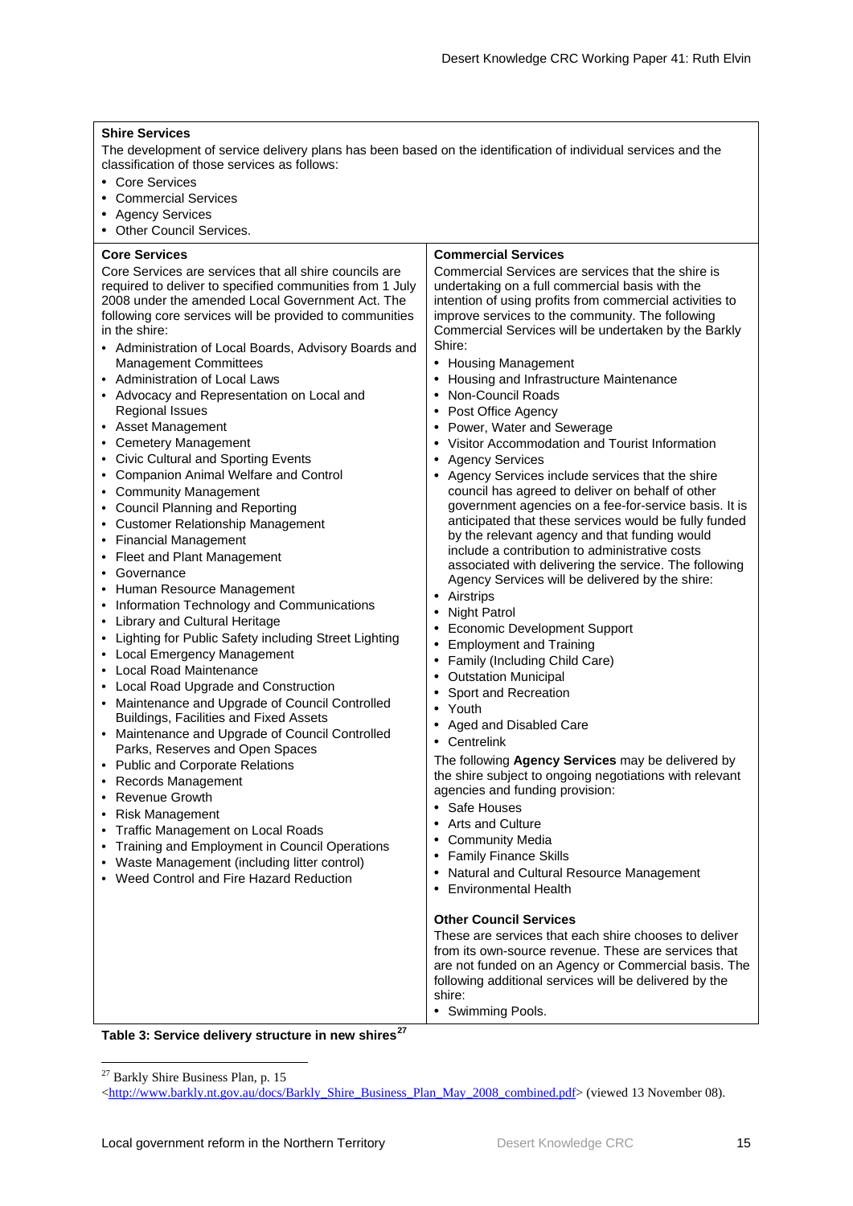**Shire Services**

The development of service delivery plans has been based on the identification of individual services and the classification of those services as follows:

- Core Services
- Commercial Services
- Agency Services
- Other Council Services.

**Core Services**

Core Services are services that all shire councils are required to deliver to specified communities from 1 July 2008 under the amended Local Government Act. The following core services will be provided to communities in the shire:

- Administration of Local Boards, Advisory Boards and Management Committees
- Administration of Local Laws
- Advocacy and Representation on Local and Regional Issues
- Asset Management
- Cemetery Management
- Civic Cultural and Sporting Events
- Companion Animal Welfare and Control
- Community Management
- Council Planning and Reporting
- Customer Relationship Management
- Financial Management
- Fleet and Plant Management
- Governance
- Human Resource Management
- Information Technology and Communications
- Library and Cultural Heritage
- Lighting for Public Safety including Street Lighting
- Local Emergency Management
- Local Road Maintenance
- Local Road Upgrade and Construction
- Maintenance and Upgrade of Council Controlled Buildings, Facilities and Fixed Assets
- Maintenance and Upgrade of Council Controlled Parks, Reserves and Open Spaces
- Public and Corporate Relations
- Records Management
- Revenue Growth
- Risk Management
- Traffic Management on Local Roads
- Training and Employment in Council Operations
- Waste Management (including litter control)
- Weed Control and Fire Hazard Reduction

**Commercial Services**

Commercial Services are services that the shire is undertaking on a full commercial basis with the intention of using profits from commercial activities to improve services to the community. The following Commercial Services will be undertaken by the Barkly Shire:

- Housing Management
- Housing and Infrastructure Maintenance
- Non-Council Roads
- Post Office Agency
- Power, Water and Sewerage
- Visitor Accommodation and Tourist Information
- Agency Services
- Agency Services include services that the shire council has agreed to deliver on behalf of other government agencies on a fee-for-service basis. It is anticipated that these services would be fully funded by the relevant agency and that funding would include a contribution to administrative costs associated with delivering the service. The following Agency Services will be delivered by the shire:
- Airstrips
- Night Patrol
- Economic Development Support
- Employment and Training
- Family (Including Child Care)
- Outstation Municipal
- Sport and Recreation
- Youth
- Aged and Disabled Care
- Centrelink

The following **Agency Services** may be delivered by the shire subject to ongoing negotiations with relevant agencies and funding provision:

- Safe Houses
- Arts and Culture
- Community Media
- Family Finance Skills
- Natural and Cultural Resource Management
- Environmental Health

**Other Council Services**

These are services that each shire chooses to deliver from its own-source revenue. These are services that are not funded on an Agency or Commercial basis. The following additional services will be delivered by the shire:

- Swimming Pools.

**Table 3: Service delivery structure in new shires**[27]

---

[27] Barkly Shire Business Plan, p. 15 <http://www.barkly.nt.gov.au/docs/Barkly_Shire_Business_Plan_May_2008_combined.pdf> (viewed 13 November 08).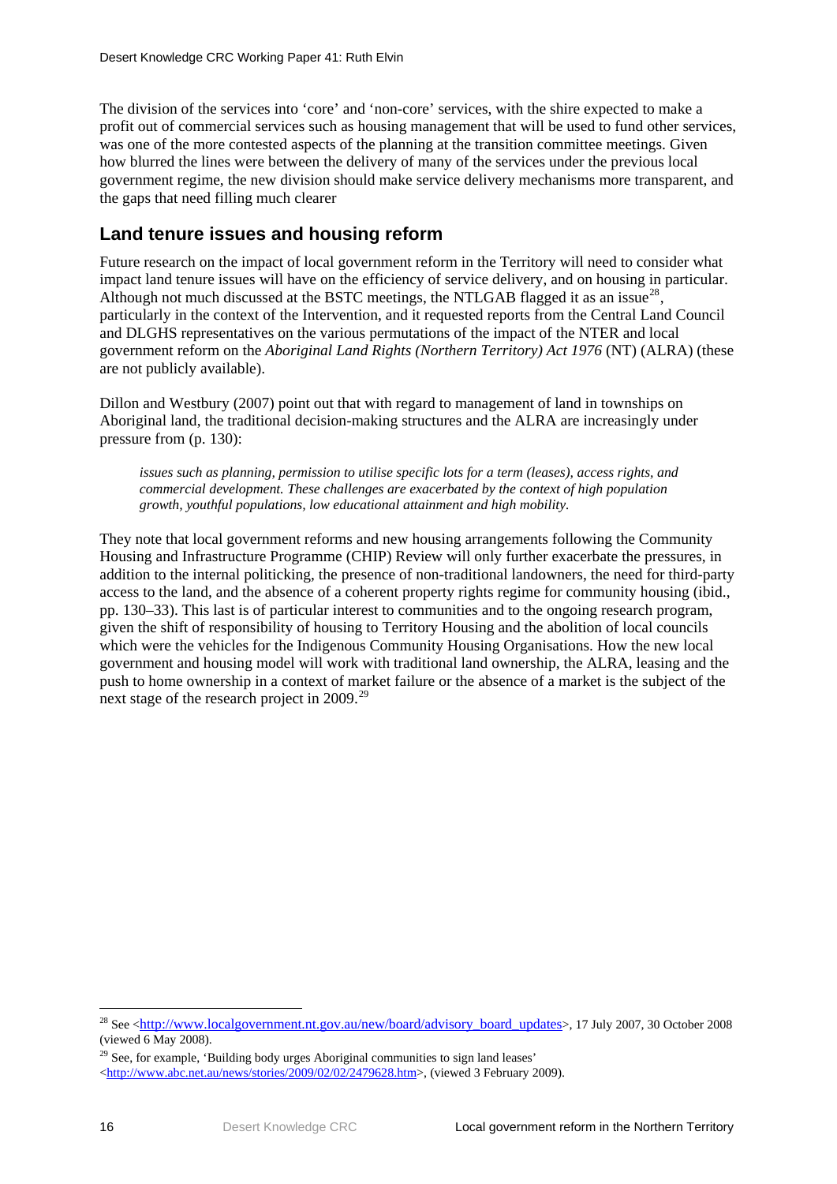The division of the services into 'core' and 'non-core' services, with the shire expected to make a profit out of commercial services such as housing management that will be used to fund other services, was one of the more contested aspects of the planning at the transition committee meetings. Given how blurred the lines were between the delivery of many of the services under the previous local government regime, the new division should make service delivery mechanisms more transparent, and the gaps that need filling much clearer

## Land tenure issues and housing reform

Future research on the impact of local government reform in the Territory will need to consider what impact land tenure issues will have on the efficiency of service delivery, and on housing in particular. Although not much discussed at the BSTC meetings, the NTLGAB flagged it as an issue[28], particularly in the context of the Intervention, and it requested reports from the Central Land Council and DLGHS representatives on the various permutations of the impact of the NTER and local government reform on the *Aboriginal Land Rights (Northern Territory) Act 1976* (NT) (ALRA) (these are not publicly available).

Dillon and Westbury (2007) point out that with regard to management of land in townships on Aboriginal land, the traditional decision-making structures and the ALRA are increasingly under pressure from (p. 130):

> *issues such as planning, permission to utilise specific lots for a term (leases), access rights, and commercial development. These challenges are exacerbated by the context of high population growth, youthful populations, low educational attainment and high mobility.*

They note that local government reforms and new housing arrangements following the Community Housing and Infrastructure Programme (CHIP) Review will only further exacerbate the pressures, in addition to the internal politicking, the presence of non-traditional landowners, the need for third-party access to the land, and the absence of a coherent property rights regime for community housing (ibid., pp. 130–33). This last is of particular interest to communities and to the ongoing research program, given the shift of responsibility of housing to Territory Housing and the abolition of local councils which were the vehicles for the Indigenous Community Housing Organisations. How the new local government and housing model will work with traditional land ownership, the ALRA, leasing and the push to home ownership in a context of market failure or the absence of a market is the subject of the next stage of the research project in 2009.[29]

---

[28] See <http://www.localgovernment.nt.gov.au/new/board/advisory_board_updates>, 17 July 2007, 30 October 2008 (viewed 6 May 2008).

[29] See, for example, 'Building body urges Aboriginal communities to sign land leases' <http://www.abc.net.au/news/stories/2009/02/02/2479628.htm>, (viewed 3 February 2009).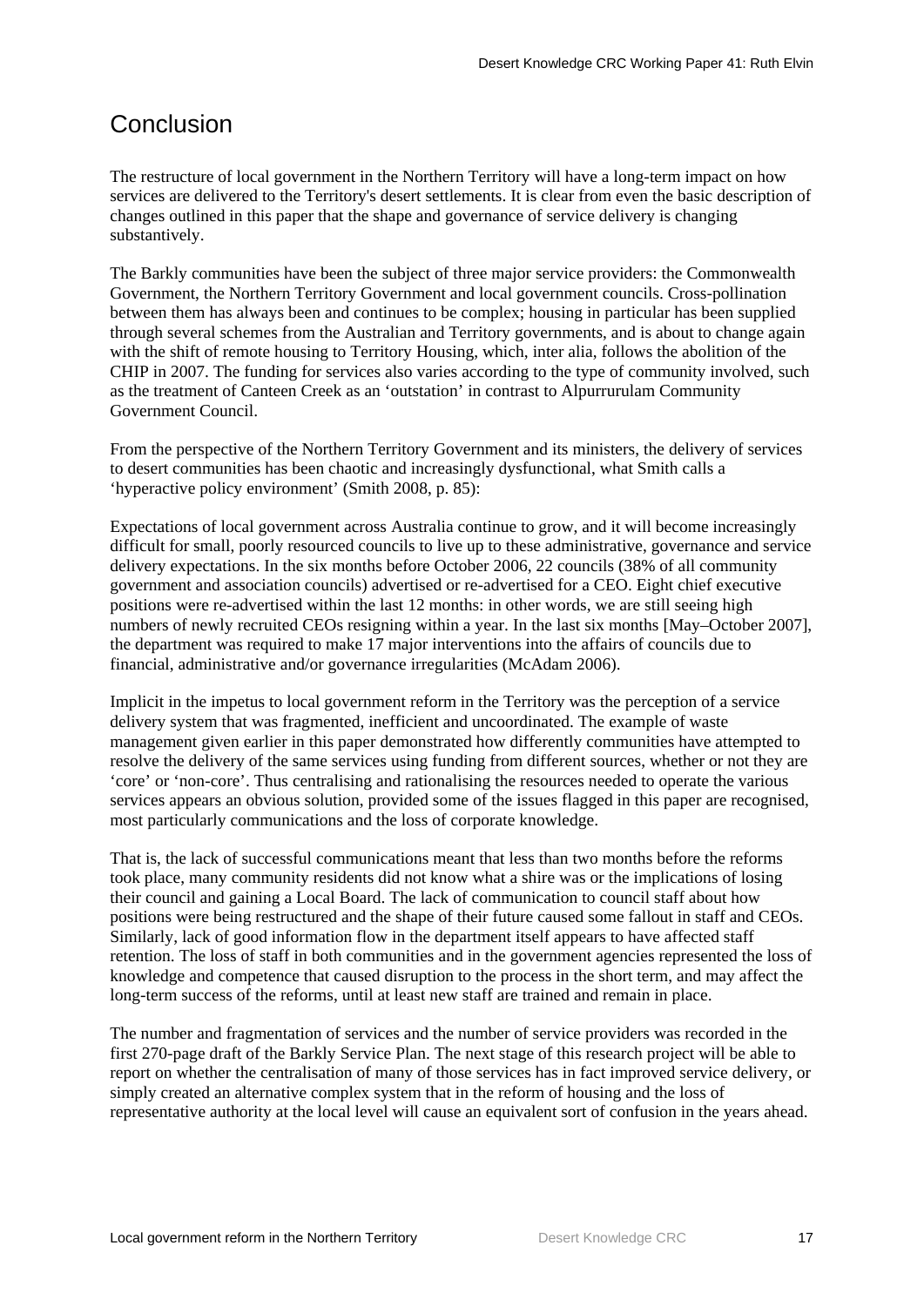# Conclusion

The restructure of local government in the Northern Territory will have a long-term impact on how services are delivered to the Territory's desert settlements. It is clear from even the basic description of changes outlined in this paper that the shape and governance of service delivery is changing substantively.

The Barkly communities have been the subject of three major service providers: the Commonwealth Government, the Northern Territory Government and local government councils. Cross-pollination between them has always been and continues to be complex; housing in particular has been supplied through several schemes from the Australian and Territory governments, and is about to change again with the shift of remote housing to Territory Housing, which, inter alia, follows the abolition of the CHIP in 2007. The funding for services also varies according to the type of community involved, such as the treatment of Canteen Creek as an 'outstation' in contrast to Alpurrurulam Community Government Council.

From the perspective of the Northern Territory Government and its ministers, the delivery of services to desert communities has been chaotic and increasingly dysfunctional, what Smith calls a 'hyperactive policy environment' (Smith 2008, p. 85):

Expectations of local government across Australia continue to grow, and it will become increasingly difficult for small, poorly resourced councils to live up to these administrative, governance and service delivery expectations. In the six months before October 2006, 22 councils (38% of all community government and association councils) advertised or re-advertised for a CEO. Eight chief executive positions were re-advertised within the last 12 months: in other words, we are still seeing high numbers of newly recruited CEOs resigning within a year. In the last six months [May–October 2007], the department was required to make 17 major interventions into the affairs of councils due to financial, administrative and/or governance irregularities (McAdam 2006).

Implicit in the impetus to local government reform in the Territory was the perception of a service delivery system that was fragmented, inefficient and uncoordinated. The example of waste management given earlier in this paper demonstrated how differently communities have attempted to resolve the delivery of the same services using funding from different sources, whether or not they are 'core' or 'non-core'. Thus centralising and rationalising the resources needed to operate the various services appears an obvious solution, provided some of the issues flagged in this paper are recognised, most particularly communications and the loss of corporate knowledge.

That is, the lack of successful communications meant that less than two months before the reforms took place, many community residents did not know what a shire was or the implications of losing their council and gaining a Local Board. The lack of communication to council staff about how positions were being restructured and the shape of their future caused some fallout in staff and CEOs. Similarly, lack of good information flow in the department itself appears to have affected staff retention. The loss of staff in both communities and in the government agencies represented the loss of knowledge and competence that caused disruption to the process in the short term, and may affect the long-term success of the reforms, until at least new staff are trained and remain in place.

The number and fragmentation of services and the number of service providers was recorded in the first 270-page draft of the Barkly Service Plan. The next stage of this research project will be able to report on whether the centralisation of many of those services has in fact improved service delivery, or simply created an alternative complex system that in the reform of housing and the loss of representative authority at the local level will cause an equivalent sort of confusion in the years ahead.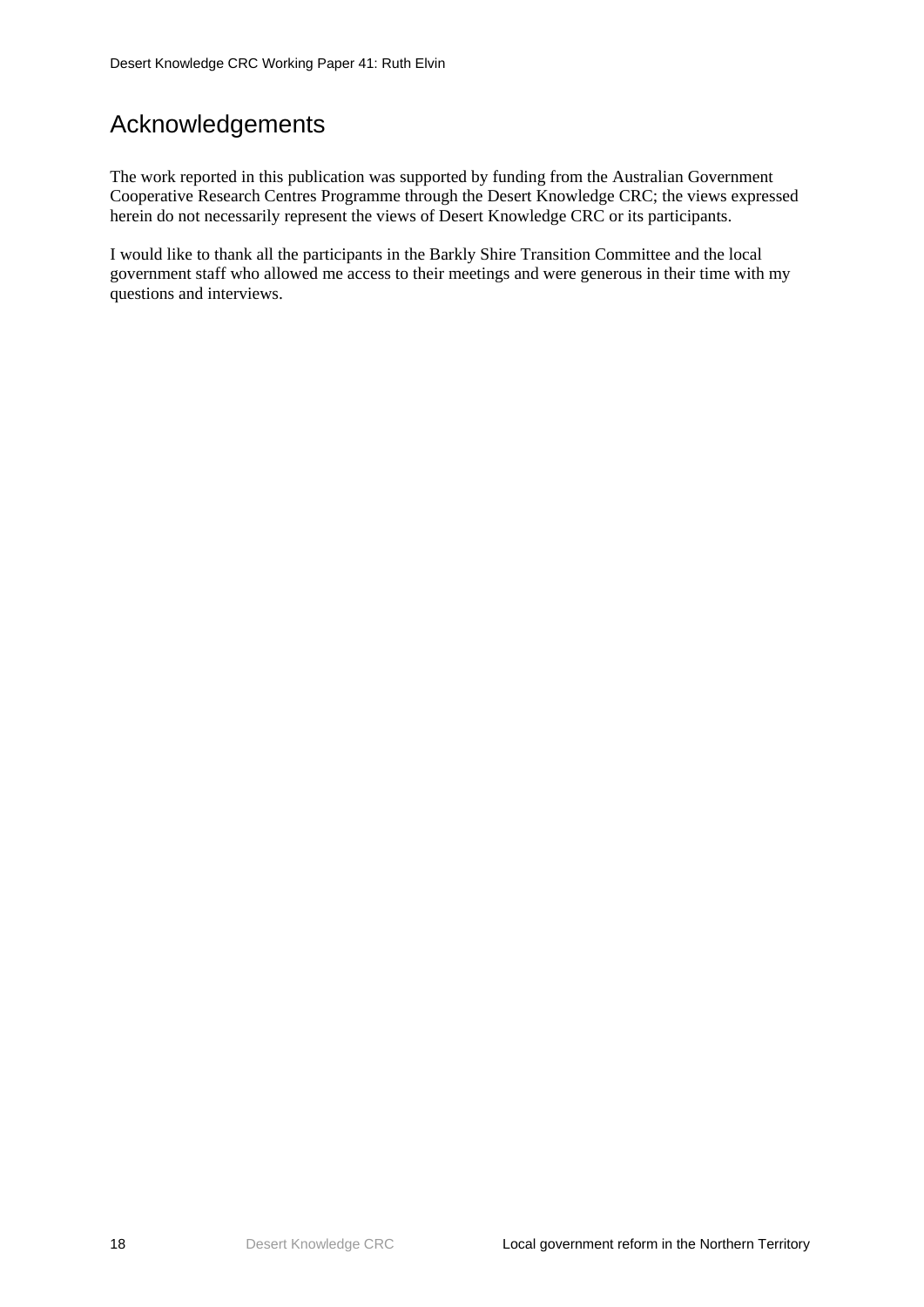# Acknowledgements

The work reported in this publication was supported by funding from the Australian Government Cooperative Research Centres Programme through the Desert Knowledge CRC; the views expressed herein do not necessarily represent the views of Desert Knowledge CRC or its participants.

I would like to thank all the participants in the Barkly Shire Transition Committee and the local government staff who allowed me access to their meetings and were generous in their time with my questions and interviews.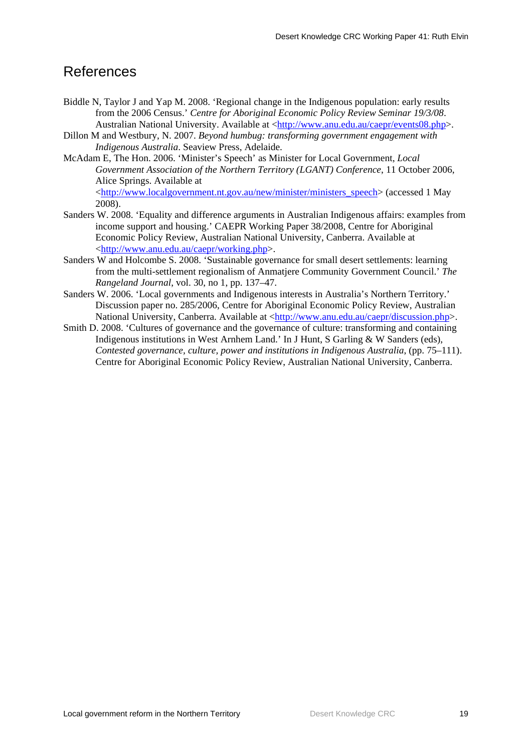# References

Biddle N, Taylor J and Yap M. 2008. 'Regional change in the Indigenous population: early results from the 2006 Census.' *Centre for Aboriginal Economic Policy Review Seminar 19/3/08*. Australian National University. Available at <http://www.anu.edu.au/caepr/events08.php>.

Dillon M and Westbury, N. 2007. *Beyond humbug: transforming government engagement with Indigenous Australia*. Seaview Press, Adelaide.

McAdam E, The Hon. 2006. 'Minister's Speech' as Minister for Local Government, *Local Government Association of the Northern Territory (LGANT) Conference*, 11 October 2006, Alice Springs. Available at <http://www.localgovernment.nt.gov.au/new/minister/ministers_speech> (accessed 1 May 2008).

Sanders W. 2008. 'Equality and difference arguments in Australian Indigenous affairs: examples from income support and housing.' CAEPR Working Paper 38/2008, Centre for Aboriginal Economic Policy Review, Australian National University, Canberra. Available at <http://www.anu.edu.au/caepr/working.php>.

Sanders W and Holcombe S. 2008. 'Sustainable governance for small desert settlements: learning from the multi-settlement regionalism of Anmatjere Community Government Council.' *The Rangeland Journal*, vol. 30, no 1, pp. 137–47.

Sanders W. 2006. 'Local governments and Indigenous interests in Australia's Northern Territory.' Discussion paper no. 285/2006, Centre for Aboriginal Economic Policy Review, Australian National University, Canberra. Available at <http://www.anu.edu.au/caepr/discussion.php>.

Smith D. 2008. 'Cultures of governance and the governance of culture: transforming and containing Indigenous institutions in West Arnhem Land.' In J Hunt, S Garling & W Sanders (eds), *Contested governance, culture, power and institutions in Indigenous Australia*, (pp. 75–111). Centre for Aboriginal Economic Policy Review, Australian National University, Canberra.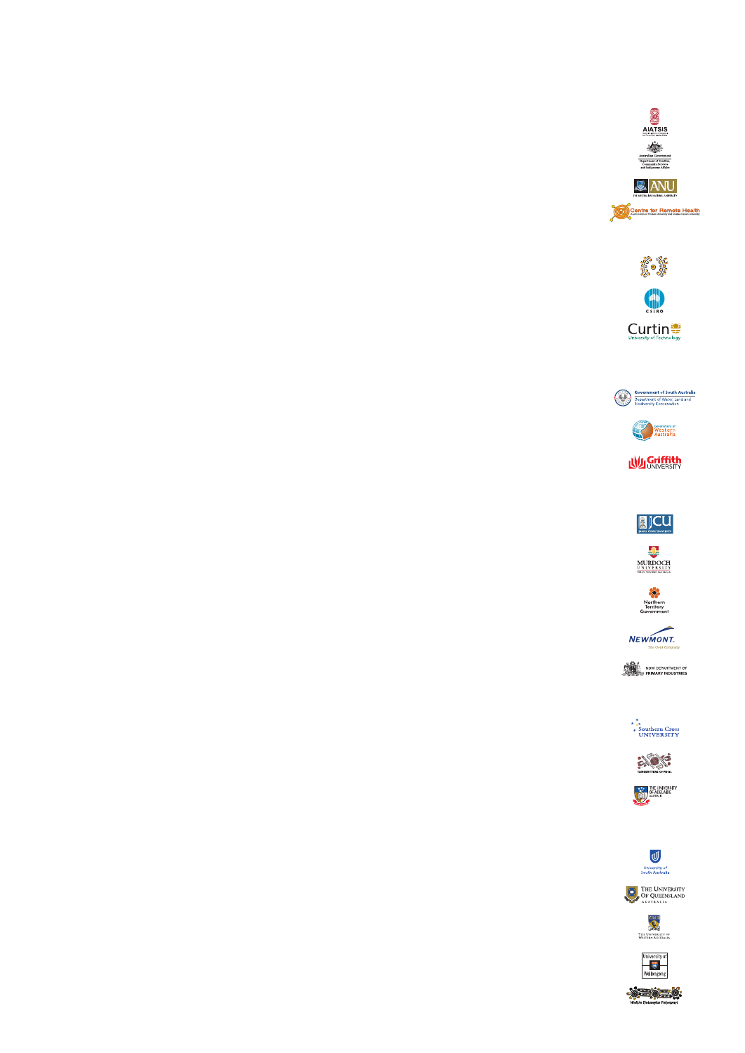AIATSIS

Australian Government
Department of Families, Community Services and Indigenous Affairs

ANU
THE AUSTRALIAN NATIONAL UNIVERSITY

Centre for Remote Health

CSIRO

Curtin
University of Technology

Government of South Australia
Department of Water, Land and Biodiversity Conservation

Government of Western Australia

Griffith
UNIVERSITY

JCU
JAMES COOK UNIVERSITY

MURDOCH
UNIVERSITY

Northern Territory Government

NEWMONT.
The Gold Company

NSW DEPARTMENT OF PRIMARY INDUSTRIES

Southern Cross
UNIVERSITY

TANGENTYERE COUNCIL

THE UNIVERSITY OF ADELAIDE
AUSTRALIA

University of South Australia

THE UNIVERSITY OF QUEENSLAND
AUSTRALIA

THE UNIVERSITY OF WESTERN AUSTRALIA

University of Wollongong

Waltja Tjutangku Palyapayi